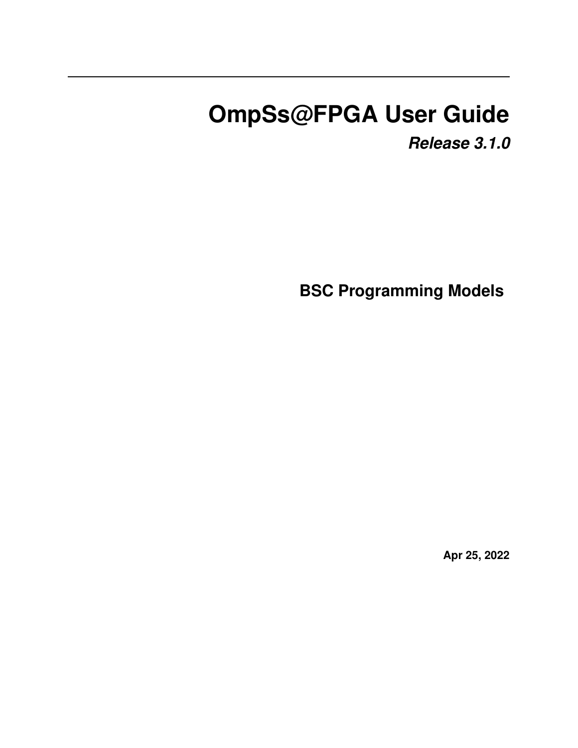# OmpSs@FPGA User Guide

***Release 3.1.0***

**BSC Programming Models**

**Apr 25, 2022**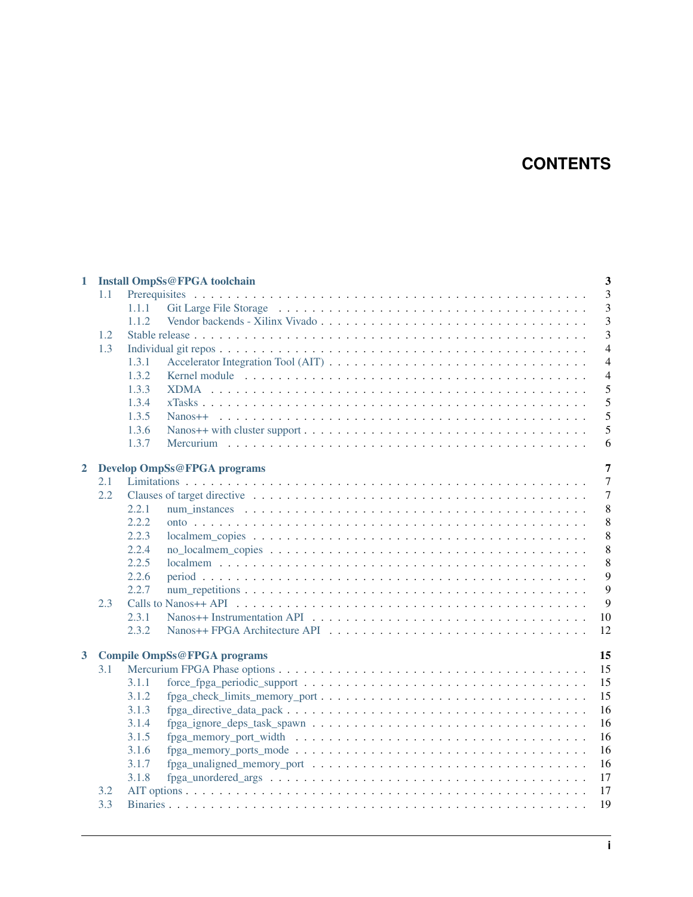# CONTENTS

- **1 Install OmpSs@FPGA toolchain** — 3
  - 1.1 Prerequisites — 3
    - 1.1.1 Git Large File Storage — 3
    - 1.1.2 Vendor backends - Xilinx Vivado — 3
  - 1.2 Stable release — 3
  - 1.3 Individual git repos — 4
    - 1.3.1 Accelerator Integration Tool (AIT) — 4
    - 1.3.2 Kernel module — 4
    - 1.3.3 XDMA — 5
    - 1.3.4 xTasks — 5
    - 1.3.5 Nanos++ — 5
    - 1.3.6 Nanos++ with cluster support — 5
    - 1.3.7 Mercurium — 6
- **2 Develop OmpSs@FPGA programs** — 7
  - 2.1 Limitations — 7
  - 2.2 Clauses of target directive — 7
    - 2.2.1 num_instances — 8
    - 2.2.2 onto — 8
    - 2.2.3 localmem_copies — 8
    - 2.2.4 no_localmem_copies — 8
    - 2.2.5 localmem — 8
    - 2.2.6 period — 9
    - 2.2.7 num_repetitions — 9
  - 2.3 Calls to Nanos++ API — 9
    - 2.3.1 Nanos++ Instrumentation API — 10
    - 2.3.2 Nanos++ FPGA Architecture API — 12
- **3 Compile OmpSs@FPGA programs** — 15
  - 3.1 Mercurium FPGA Phase options — 15
    - 3.1.1 force_fpga_periodic_support — 15
    - 3.1.2 fpga_check_limits_memory_port — 15
    - 3.1.3 fpga_directive_data_pack — 16
    - 3.1.4 fpga_ignore_deps_task_spawn — 16
    - 3.1.5 fpga_memory_port_width — 16
    - 3.1.6 fpga_memory_ports_mode — 16
    - 3.1.7 fpga_unaligned_memory_port — 16
    - 3.1.8 fpga_unordered_args — 17
  - 3.2 AIT options — 17
  - 3.3 Binaries — 19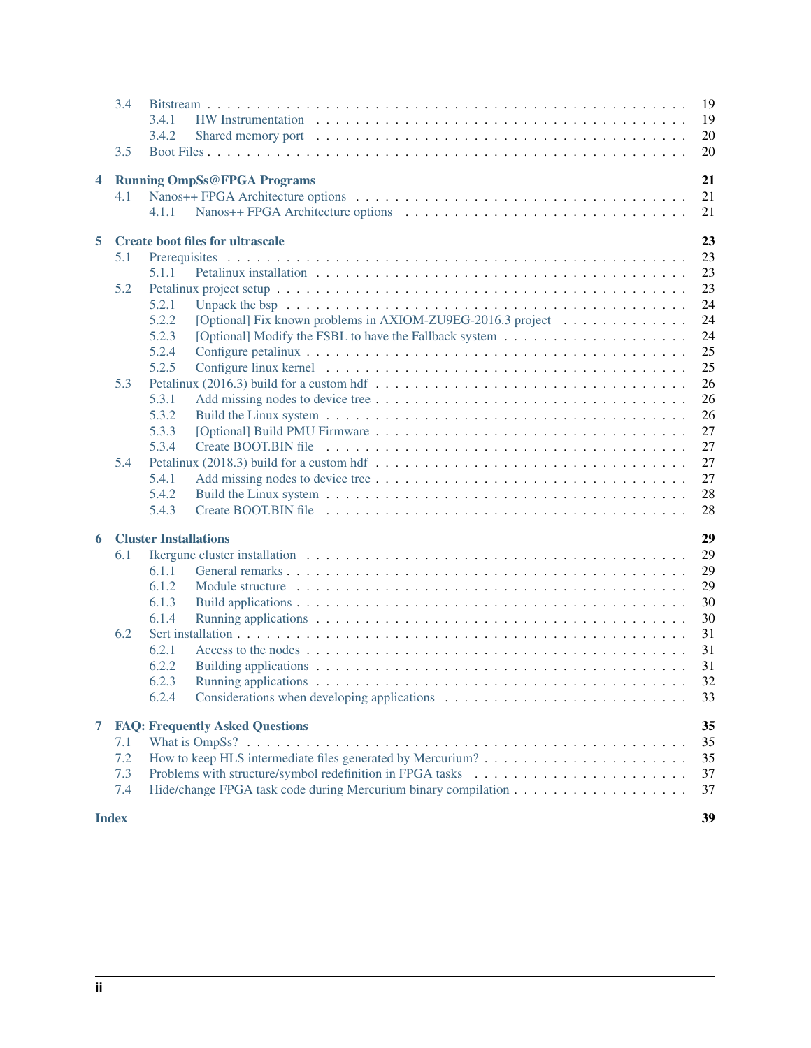- 3.4 Bitstream . . . 19
  - 3.4.1 HW Instrumentation . . . 19
  - 3.4.2 Shared memory port . . . 20
- 3.5 Boot Files . . . 20

**4 Running OmpSs@FPGA Programs** . . . 21
- 4.1 Nanos++ FPGA Architecture options . . . 21
  - 4.1.1 Nanos++ FPGA Architecture options . . . 21

**5 Create boot files for ultrascale** . . . 23
- 5.1 Prerequisites . . . 23
  - 5.1.1 Petalinux installation . . . 23
- 5.2 Petalinux project setup . . . 23
  - 5.2.1 Unpack the bsp . . . 24
  - 5.2.2 [Optional] Fix known problems in AXIOM-ZU9EG-2016.3 project . . . 24
  - 5.2.3 [Optional] Modify the FSBL to have the Fallback system . . . 24
  - 5.2.4 Configure petalinux . . . 25
  - 5.2.5 Configure linux kernel . . . 25
- 5.3 Petalinux (2016.3) build for a custom hdf . . . 26
  - 5.3.1 Add missing nodes to device tree . . . 26
  - 5.3.2 Build the Linux system . . . 26
  - 5.3.3 [Optional] Build PMU Firmware . . . 27
  - 5.3.4 Create BOOT.BIN file . . . 27
- 5.4 Petalinux (2018.3) build for a custom hdf . . . 27
  - 5.4.1 Add missing nodes to device tree . . . 27
  - 5.4.2 Build the Linux system . . . 28
  - 5.4.3 Create BOOT.BIN file . . . 28

**6 Cluster Installations** . . . 29
- 6.1 Ikergune cluster installation . . . 29
  - 6.1.1 General remarks . . . 29
  - 6.1.2 Module structure . . . 29
  - 6.1.3 Build applications . . . 30
  - 6.1.4 Running applications . . . 30
- 6.2 Sert installation . . . 31
  - 6.2.1 Access to the nodes . . . 31
  - 6.2.2 Building applications . . . 31
  - 6.2.3 Running applications . . . 32
  - 6.2.4 Considerations when developing applications . . . 33

**7 FAQ: Frequently Asked Questions** . . . 35
- 7.1 What is OmpSs? . . . 35
- 7.2 How to keep HLS intermediate files generated by Mercurium? . . . 35
- 7.3 Problems with structure/symbol redefinition in FPGA tasks . . . 37
- 7.4 Hide/change FPGA task code during Mercurium binary compilation . . . 37

**Index** . . . 39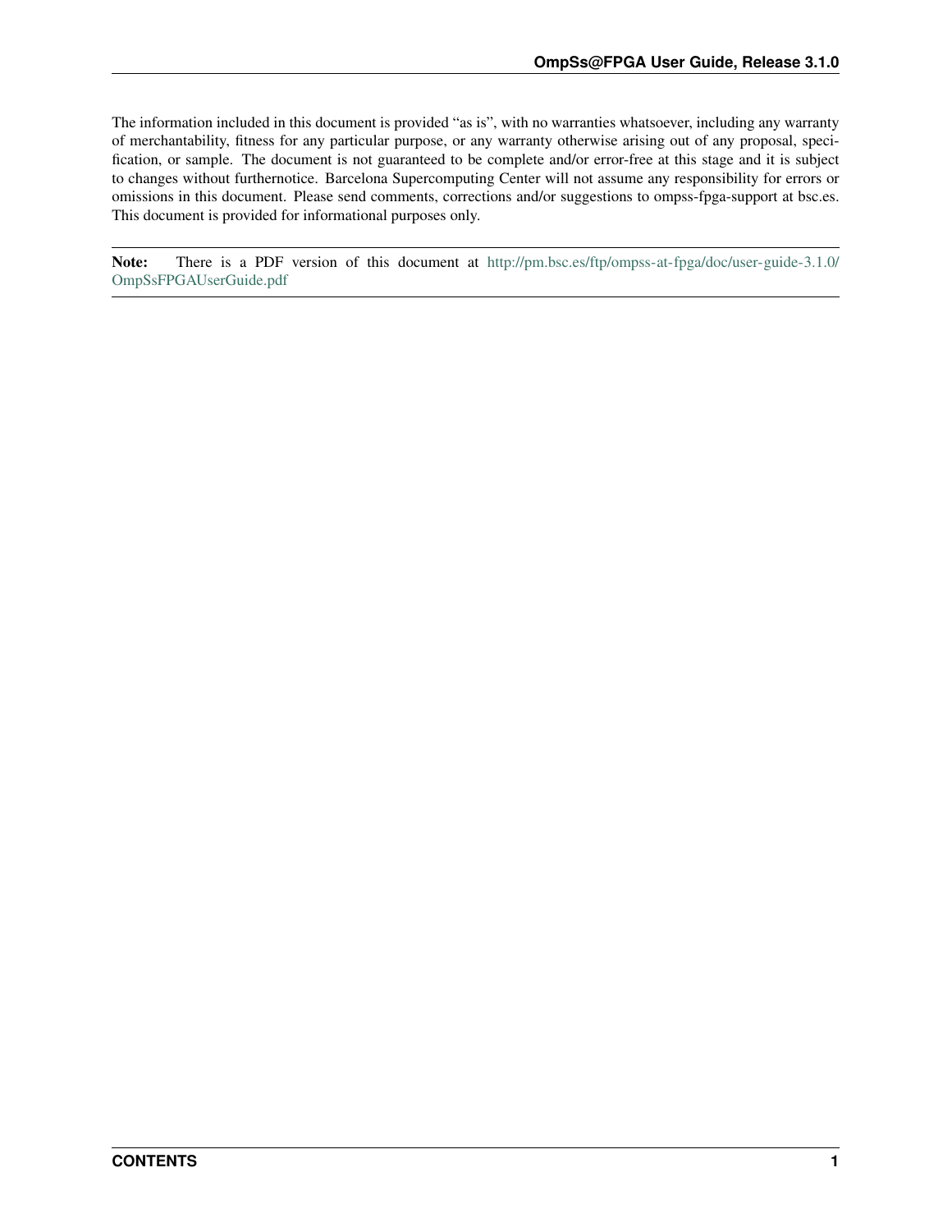The information included in this document is provided "as is", with no warranties whatsoever, including any warranty of merchantability, fitness for any particular purpose, or any warranty otherwise arising out of any proposal, specification, or sample. The document is not guaranteed to be complete and/or error-free at this stage and it is subject to changes without furthernotice. Barcelona Supercomputing Center will not assume any responsibility for errors or omissions in this document. Please send comments, corrections and/or suggestions to ompss-fpga-support at bsc.es. This document is provided for informational purposes only.

---

**Note:** There is a PDF version of this document at http://pm.bsc.es/ftp/ompss-at-fpga/doc/user-guide-3.1.0/OmpSsFPGAUserGuide.pdf

---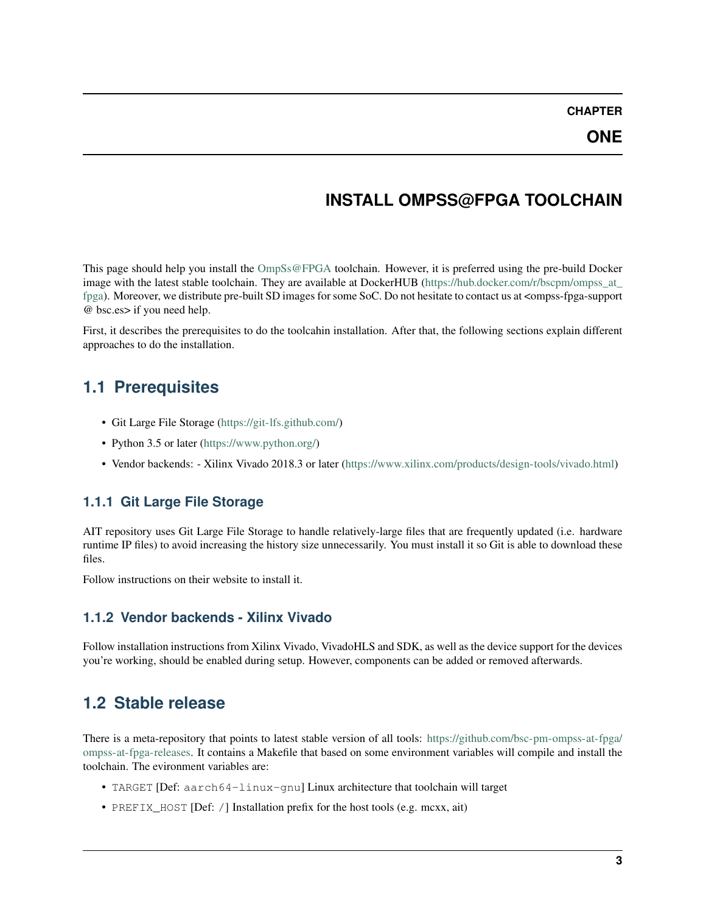# CHAPTER ONE

# INSTALL OMPSS@FPGA TOOLCHAIN

This page should help you install the OmpSs@FPGA toolchain. However, it is preferred using the pre-build Docker image with the latest stable toolchain. They are available at DockerHUB (https://hub.docker.com/r/bscpm/ompss_at_fpga). Moreover, we distribute pre-built SD images for some SoC. Do not hesitate to contact us at <ompss-fpga-support @ bsc.es> if you need help.

First, it describes the prerequisites to do the toolcahin installation. After that, the following sections explain different approaches to do the installation.

## 1.1 Prerequisites

- Git Large File Storage (https://git-lfs.github.com/)
- Python 3.5 or later (https://www.python.org/)
- Vendor backends: - Xilinx Vivado 2018.3 or later (https://www.xilinx.com/products/design-tools/vivado.html)

### 1.1.1 Git Large File Storage

AIT repository uses Git Large File Storage to handle relatively-large files that are frequently updated (i.e. hardware runtime IP files) to avoid increasing the history size unnecessarily. You must install it so Git is able to download these files.

Follow instructions on their website to install it.

### 1.1.2 Vendor backends - Xilinx Vivado

Follow installation instructions from Xilinx Vivado, VivadoHLS and SDK, as well as the device support for the devices you're working, should be enabled during setup. However, components can be added or removed afterwards.

## 1.2 Stable release

There is a meta-repository that points to latest stable version of all tools: https://github.com/bsc-pm-ompss-at-fpga/ompss-at-fpga-releases. It contains a Makefile that based on some environment variables will compile and install the toolchain. The evironment variables are:

- `TARGET` [Def: `aarch64-linux-gnu`] Linux architecture that toolchain will target
- `PREFIX_HOST` [Def: `/`] Installation prefix for the host tools (e.g. mcxx, ait)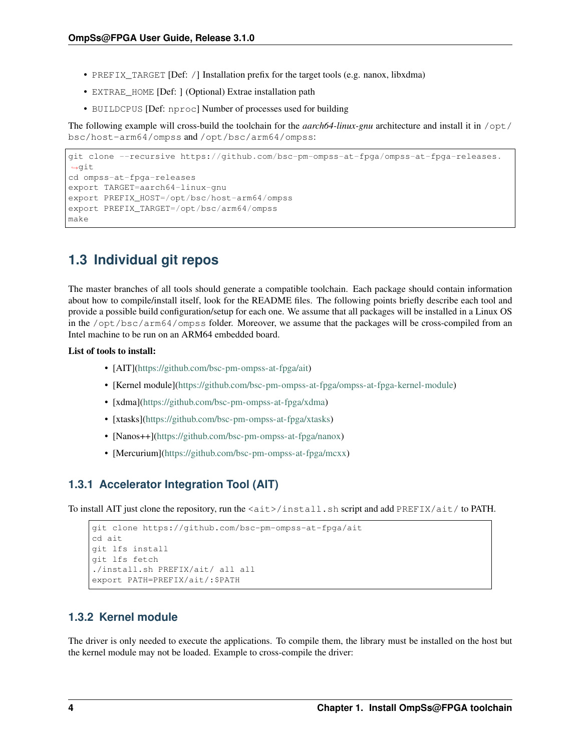- `PREFIX_TARGET` [Def: `/`] Installation prefix for the target tools (e.g. nanox, libxdma)
- `EXTRAE_HOME` [Def: ] (Optional) Extrae installation path
- `BUILDCPUS` [Def: `nproc`] Number of processes used for building

The following example will cross-build the toolchain for the *aarch64-linux-gnu* architecture and install it in `/opt/bsc/host-arm64/ompss` and `/opt/bsc/arm64/ompss`:

```
git clone --recursive https://github.com/bsc-pm-ompss-at-fpga/ompss-at-fpga-releases.git
cd ompss-at-fpga-releases
export TARGET=aarch64-linux-gnu
export PREFIX_HOST=/opt/bsc/host-arm64/ompss
export PREFIX_TARGET=/opt/bsc/arm64/ompss
make
```

## 1.3 Individual git repos

The master branches of all tools should generate a compatible toolchain. Each package should contain information about how to compile/install itself, look for the README files. The following points briefly describe each tool and provide a possible build configuration/setup for each one. We assume that all packages will be installed in a Linux OS in the `/opt/bsc/arm64/ompss` folder. Moreover, we assume that the packages will be cross-compiled from an Intel machine to be run on an ARM64 embedded board.

**List of tools to install:**

- [AIT](https://github.com/bsc-pm-ompss-at-fpga/ait)
- [Kernel module](https://github.com/bsc-pm-ompss-at-fpga/ompss-at-fpga-kernel-module)
- [xdma](https://github.com/bsc-pm-ompss-at-fpga/xdma)
- [xtasks](https://github.com/bsc-pm-ompss-at-fpga/xtasks)
- [Nanos++](https://github.com/bsc-pm-ompss-at-fpga/nanox)
- [Mercurium](https://github.com/bsc-pm-ompss-at-fpga/mcxx)

### 1.3.1 Accelerator Integration Tool (AIT)

To install AIT just clone the repository, run the `<ait>/install.sh` script and add `PREFIX/ait/` to PATH.

```
git clone https://github.com/bsc-pm-ompss-at-fpga/ait
cd ait
git lfs install
git lfs fetch
./install.sh PREFIX/ait/ all all
export PATH=PREFIX/ait/:$PATH
```

### 1.3.2 Kernel module

The driver is only needed to execute the applications. To compile them, the library must be installed on the host but the kernel module may not be loaded. Example to cross-compile the driver: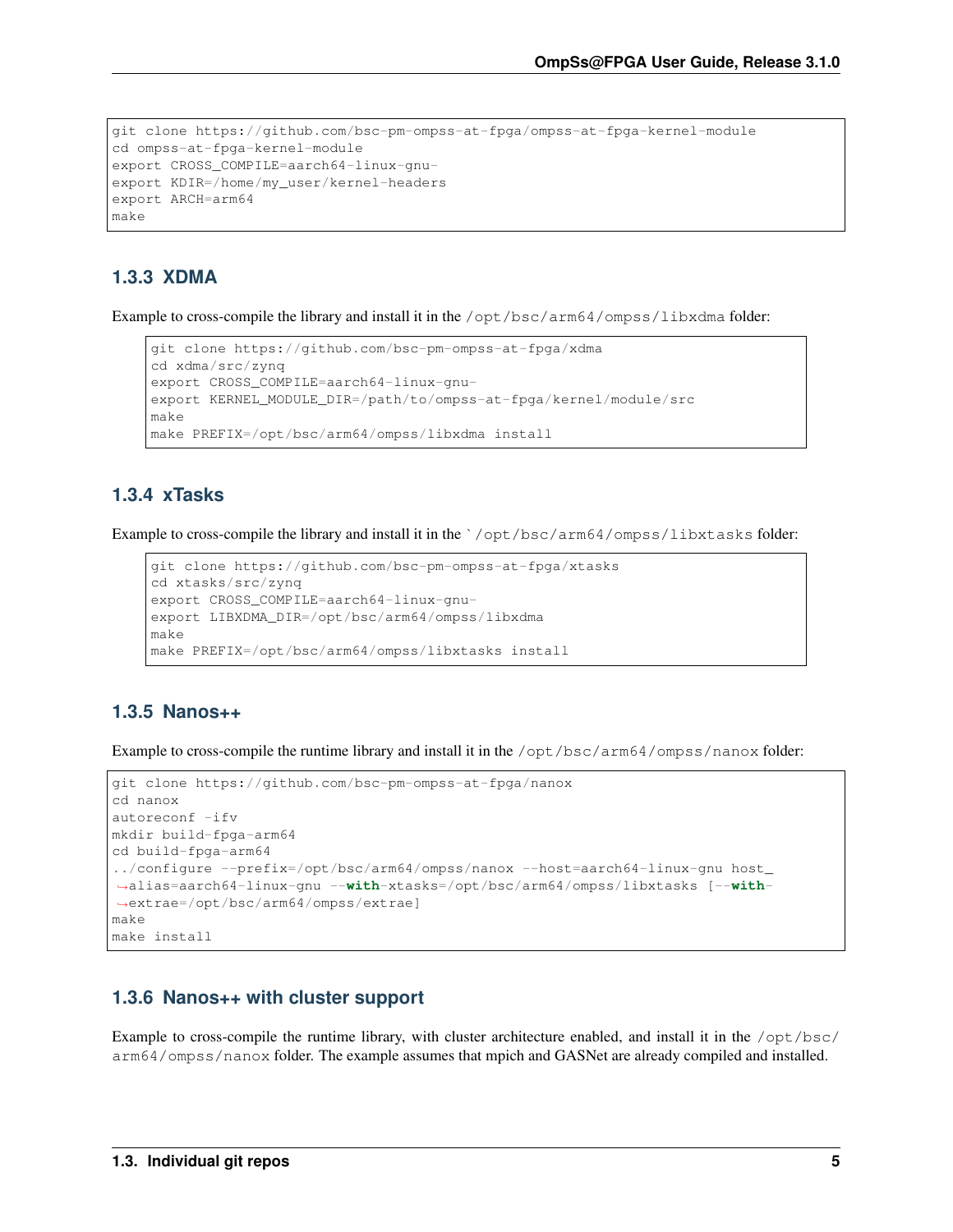```
git clone https://github.com/bsc-pm-ompss-at-fpga/ompss-at-fpga-kernel-module
cd ompss-at-fpga-kernel-module
export CROSS_COMPILE=aarch64-linux-gnu-
export KDIR=/home/my_user/kernel-headers
export ARCH=arm64
make
```

### 1.3.3 XDMA

Example to cross-compile the library and install it in the `/opt/bsc/arm64/ompss/libxdma` folder:

```
git clone https://github.com/bsc-pm-ompss-at-fpga/xdma
cd xdma/src/zynq
export CROSS_COMPILE=aarch64-linux-gnu-
export KERNEL_MODULE_DIR=/path/to/ompss-at-fpga/kernel/module/src
make
make PREFIX=/opt/bsc/arm64/ompss/libxdma install
```

### 1.3.4 xTasks

Example to cross-compile the library and install it in the `` ` ``/opt/bsc/arm64/ompss/libxtasks` folder:

```
git clone https://github.com/bsc-pm-ompss-at-fpga/xtasks
cd xtasks/src/zynq
export CROSS_COMPILE=aarch64-linux-gnu-
export LIBXDMA_DIR=/opt/bsc/arm64/ompss/libxdma
make
make PREFIX=/opt/bsc/arm64/ompss/libxtasks install
```

### 1.3.5 Nanos++

Example to cross-compile the runtime library and install it in the `/opt/bsc/arm64/ompss/nanox` folder:

```
git clone https://github.com/bsc-pm-ompss-at-fpga/nanox
cd nanox
autoreconf -ifv
mkdir build-fpga-arm64
cd build-fpga-arm64
../configure --prefix=/opt/bsc/arm64/ompss/nanox --host=aarch64-linux-gnu host_
↪alias=aarch64-linux-gnu --with-xtasks=/opt/bsc/arm64/ompss/libxtasks [--with-
↪extrae=/opt/bsc/arm64/ompss/extrae]
make
make install
```

### 1.3.6 Nanos++ with cluster support

Example to cross-compile the runtime library, with cluster architecture enabled, and install it in the `/opt/bsc/arm64/ompss/nanox` folder. The example assumes that mpich and GASNet are already compiled and installed.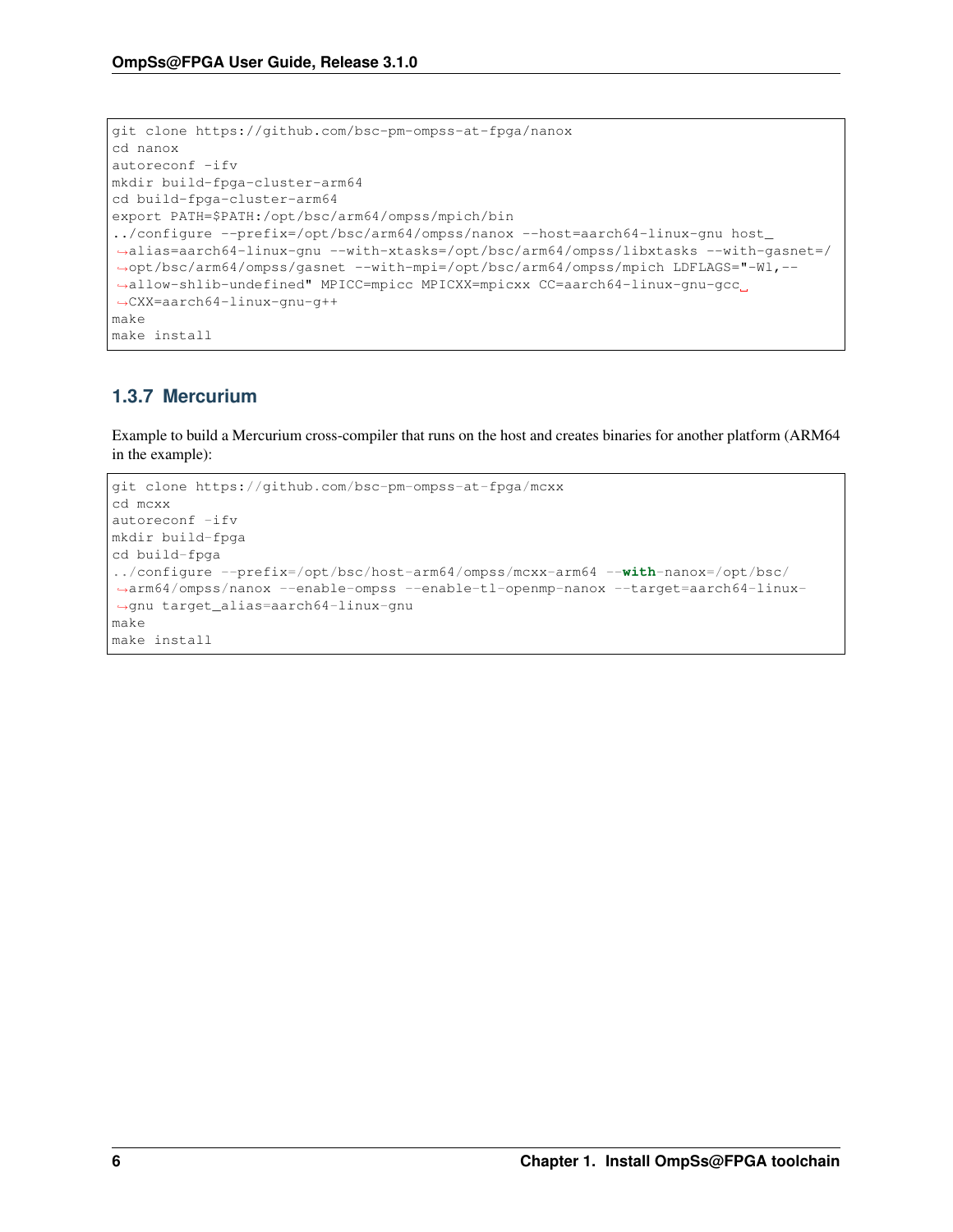```
git clone https://github.com/bsc-pm-ompss-at-fpga/nanox
cd nanox
autoreconf -ifv
mkdir build-fpga-cluster-arm64
cd build-fpga-cluster-arm64
export PATH=$PATH:/opt/bsc/arm64/ompss/mpich/bin
../configure --prefix=/opt/bsc/arm64/ompss/nanox --host=aarch64-linux-gnu host_alias=aarch64-linux-gnu --with-xtasks=/opt/bsc/arm64/ompss/libxtasks --with-gasnet=/opt/bsc/arm64/ompss/gasnet --with-mpi=/opt/bsc/arm64/ompss/mpich LDFLAGS="-Wl,--allow-shlib-undefined" MPICC=mpicc MPICXX=mpicxx CC=aarch64-linux-gnu-gcc CXX=aarch64-linux-gnu-g++
make
make install
```

### 1.3.7 Mercurium

Example to build a Mercurium cross-compiler that runs on the host and creates binaries for another platform (ARM64 in the example):

```
git clone https://github.com/bsc-pm-ompss-at-fpga/mcxx
cd mcxx
autoreconf -ifv
mkdir build-fpga
cd build-fpga
../configure --prefix=/opt/bsc/host-arm64/ompss/mcxx-arm64 --with-nanox=/opt/bsc/arm64/ompss/nanox --enable-ompss --enable-tl-openmp-nanox --target=aarch64-linux-gnu target_alias=aarch64-linux-gnu
make
make install
```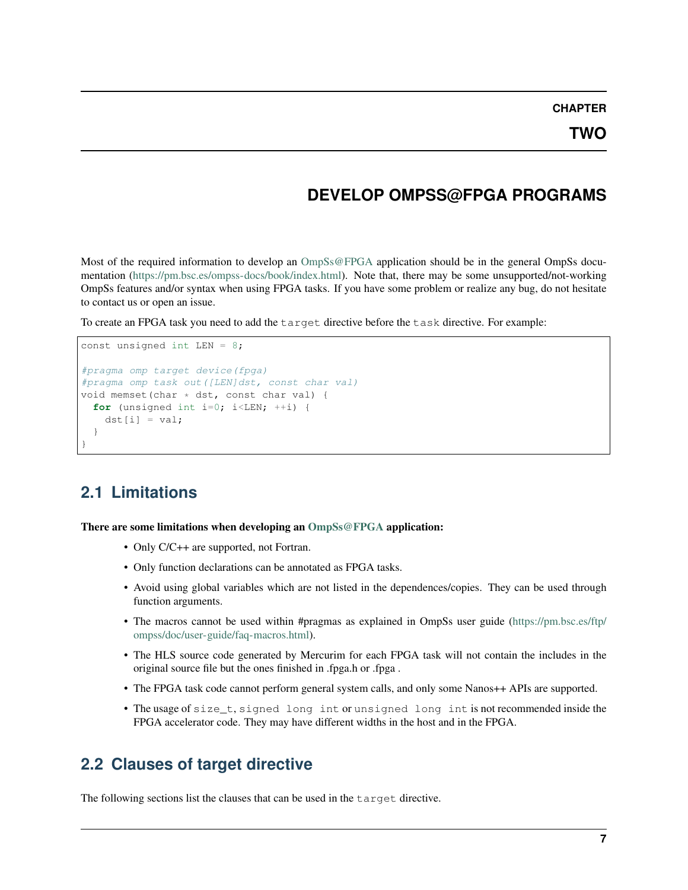# CHAPTER TWO

# DEVELOP OMPSS@FPGA PROGRAMS

Most of the required information to develop an OmpSs@FPGA application should be in the general OmpSs documentation (https://pm.bsc.es/ompss-docs/book/index.html). Note that, there may be some unsupported/not-working OmpSs features and/or syntax when using FPGA tasks. If you have some problem or realize any bug, do not hesitate to contact us or open an issue.

To create an FPGA task you need to add the `target` directive before the `task` directive. For example:

```
const unsigned int LEN = 8;

#pragma omp target device(fpga)
#pragma omp task out([LEN]dst, const char val)
void memset(char * dst, const char val) {
  for (unsigned int i=0; i<LEN; ++i) {
    dst[i] = val;
  }
}
```

## 2.1 Limitations

**There are some limitations when developing an OmpSs@FPGA application:**

- Only C/C++ are supported, not Fortran.
- Only function declarations can be annotated as FPGA tasks.
- Avoid using global variables which are not listed in the dependences/copies. They can be used through function arguments.
- The macros cannot be used within #pragmas as explained in OmpSs user guide (https://pm.bsc.es/ftp/ompss/doc/user-guide/faq-macros.html).
- The HLS source code generated by Mercurim for each FPGA task will not contain the includes in the original source file but the ones finished in .fpga.h or .fpga .
- The FPGA task code cannot perform general system calls, and only some Nanos++ APIs are supported.
- The usage of `size_t`, `signed long int` or `unsigned long int` is not recommended inside the FPGA accelerator code. They may have different widths in the host and in the FPGA.

## 2.2 Clauses of target directive

The following sections list the clauses that can be used in the `target` directive.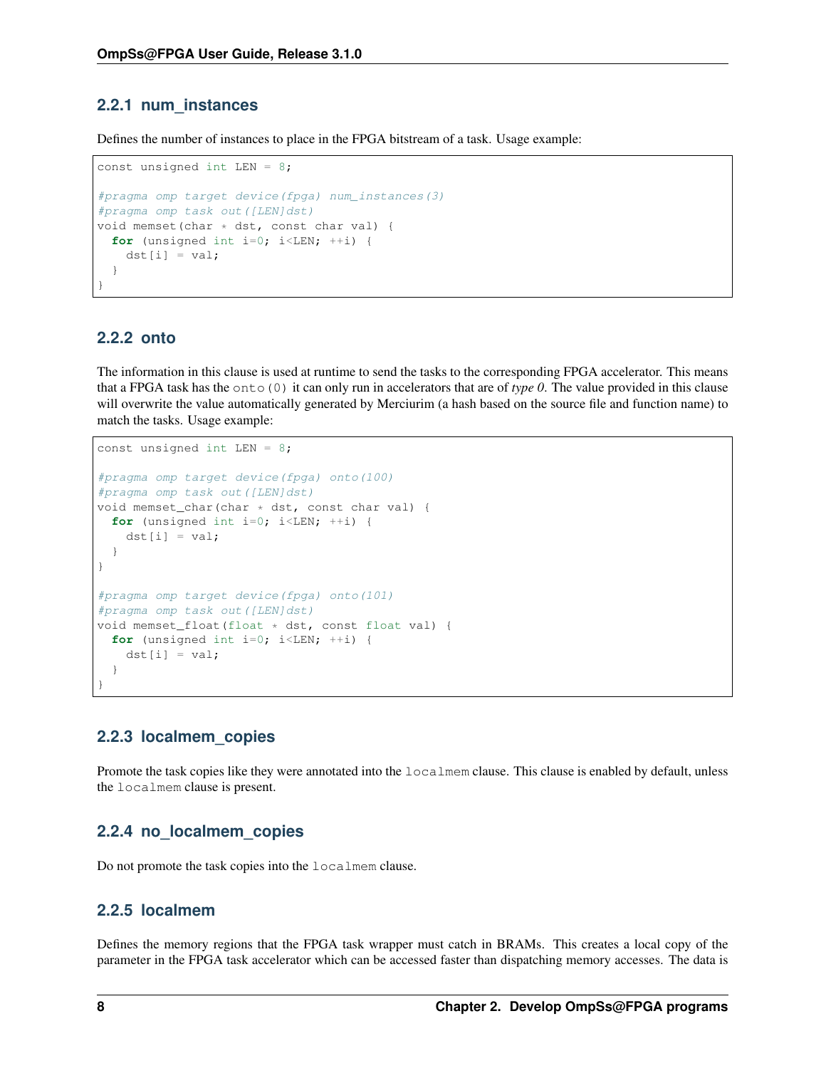### 2.2.1 num_instances

Defines the number of instances to place in the FPGA bitstream of a task. Usage example:

```
const unsigned int LEN = 8;

#pragma omp target device(fpga) num_instances(3)
#pragma omp task out([LEN]dst)
void memset(char * dst, const char val) {
  for (unsigned int i=0; i<LEN; ++i) {
    dst[i] = val;
  }
}
```

### 2.2.2 onto

The information in this clause is used at runtime to send the tasks to the corresponding FPGA accelerator. This means that a FPGA task has the `onto(0)` it can only run in accelerators that are of *type 0*. The value provided in this clause will overwrite the value automatically generated by Merciurim (a hash based on the source file and function name) to match the tasks. Usage example:

```
const unsigned int LEN = 8;

#pragma omp target device(fpga) onto(100)
#pragma omp task out([LEN]dst)
void memset_char(char * dst, const char val) {
  for (unsigned int i=0; i<LEN; ++i) {
    dst[i] = val;
  }
}

#pragma omp target device(fpga) onto(101)
#pragma omp task out([LEN]dst)
void memset_float(float * dst, const float val) {
  for (unsigned int i=0; i<LEN; ++i) {
    dst[i] = val;
  }
}
```

### 2.2.3 localmem_copies

Promote the task copies like they were annotated into the `localmem` clause. This clause is enabled by default, unless the `localmem` clause is present.

### 2.2.4 no_localmem_copies

Do not promote the task copies into the `localmem` clause.

### 2.2.5 localmem

Defines the memory regions that the FPGA task wrapper must catch in BRAMs. This creates a local copy of the parameter in the FPGA task accelerator which can be accessed faster than dispatching memory accesses. The data is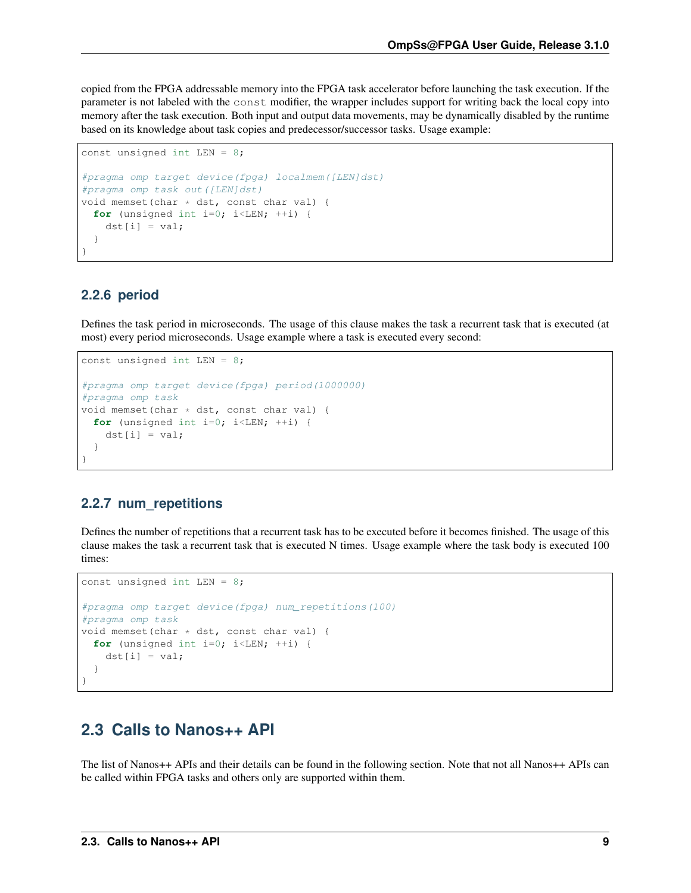copied from the FPGA addressable memory into the FPGA task accelerator before launching the task execution. If the parameter is not labeled with the `const` modifier, the wrapper includes support for writing back the local copy into memory after the task execution. Both input and output data movements, may be dynamically disabled by the runtime based on its knowledge about task copies and predecessor/successor tasks. Usage example:

```
const unsigned int LEN = 8;

#pragma omp target device(fpga) localmem([LEN]dst)
#pragma omp task out([LEN]dst)
void memset(char * dst, const char val) {
  for (unsigned int i=0; i<LEN; ++i) {
    dst[i] = val;
  }
}
```

### 2.2.6 period

Defines the task period in microseconds. The usage of this clause makes the task a recurrent task that is executed (at most) every period microseconds. Usage example where a task is executed every second:

```
const unsigned int LEN = 8;

#pragma omp target device(fpga) period(1000000)
#pragma omp task
void memset(char * dst, const char val) {
  for (unsigned int i=0; i<LEN; ++i) {
    dst[i] = val;
  }
}
```

### 2.2.7 num_repetitions

Defines the number of repetitions that a recurrent task has to be executed before it becomes finished. The usage of this clause makes the task a recurrent task that is executed N times. Usage example where the task body is executed 100 times:

```
const unsigned int LEN = 8;

#pragma omp target device(fpga) num_repetitions(100)
#pragma omp task
void memset(char * dst, const char val) {
  for (unsigned int i=0; i<LEN; ++i) {
    dst[i] = val;
  }
}
```

## 2.3 Calls to Nanos++ API

The list of Nanos++ APIs and their details can be found in the following section. Note that not all Nanos++ APIs can be called within FPGA tasks and others only are supported within them.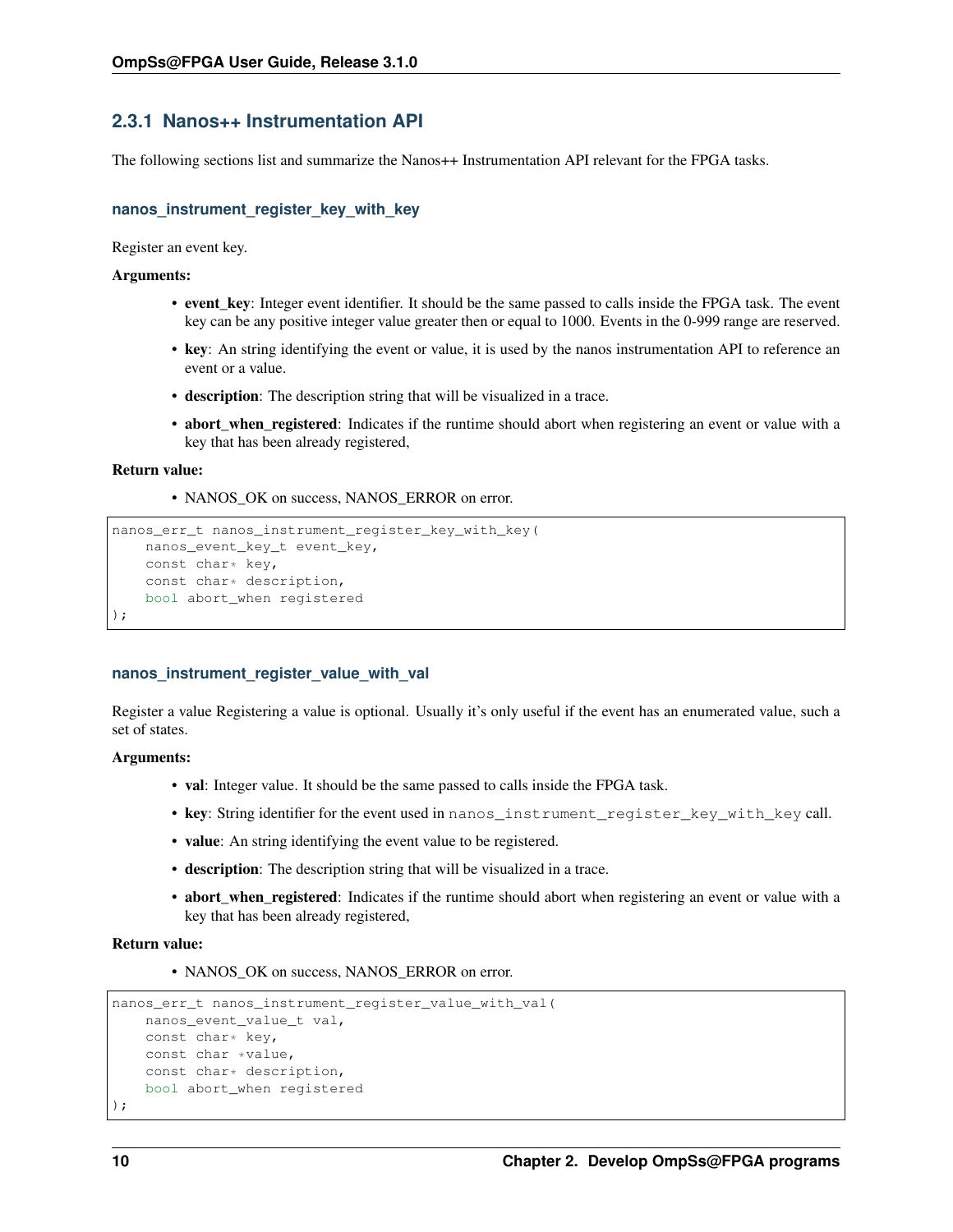### 2.3.1 Nanos++ Instrumentation API

The following sections list and summarize the Nanos++ Instrumentation API relevant for the FPGA tasks.

#### nanos_instrument_register_key_with_key

Register an event key.

**Arguments:**

- **event_key**: Integer event identifier. It should be the same passed to calls inside the FPGA task. The event key can be any positive integer value greater then or equal to 1000. Events in the 0-999 range are reserved.
- **key**: An string identifying the event or value, it is used by the nanos instrumentation API to reference an event or a value.
- **description**: The description string that will be visualized in a trace.
- **abort_when_registered**: Indicates if the runtime should abort when registering an event or value with a key that has been already registered,

**Return value:**

- NANOS_OK on success, NANOS_ERROR on error.

```
nanos_err_t nanos_instrument_register_key_with_key(
    nanos_event_key_t event_key,
    const char* key,
    const char* description,
    bool abort_when registered
);
```

#### nanos_instrument_register_value_with_val

Register a value Registering a value is optional. Usually it's only useful if the event has an enumerated value, such a set of states.

**Arguments:**

- **val**: Integer value. It should be the same passed to calls inside the FPGA task.
- **key**: String identifier for the event used in `nanos_instrument_register_key_with_key` call.
- **value**: An string identifying the event value to be registered.
- **description**: The description string that will be visualized in a trace.
- **abort_when_registered**: Indicates if the runtime should abort when registering an event or value with a key that has been already registered,

**Return value:**

- NANOS_OK on success, NANOS_ERROR on error.

```
nanos_err_t nanos_instrument_register_value_with_val(
    nanos_event_value_t val,
    const char* key,
    const char *value,
    const char* description,
    bool abort_when registered
);
```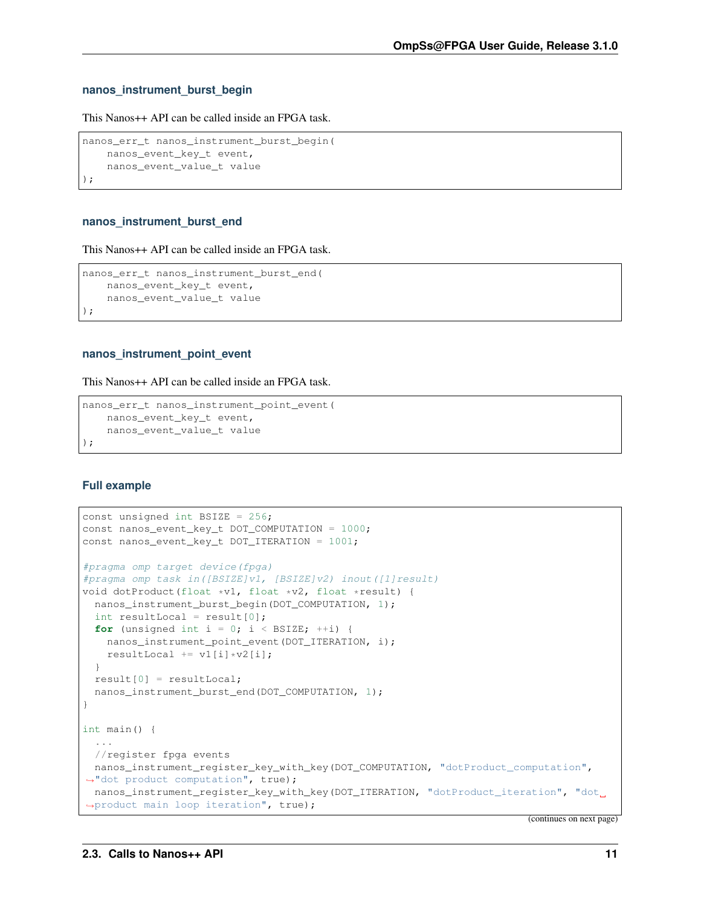#### nanos_instrument_burst_begin

This Nanos++ API can be called inside an FPGA task.

```
nanos_err_t nanos_instrument_burst_begin(
    nanos_event_key_t event,
    nanos_event_value_t value
);
```

#### nanos_instrument_burst_end

This Nanos++ API can be called inside an FPGA task.

```
nanos_err_t nanos_instrument_burst_end(
    nanos_event_key_t event,
    nanos_event_value_t value
);
```

#### nanos_instrument_point_event

This Nanos++ API can be called inside an FPGA task.

```
nanos_err_t nanos_instrument_point_event(
    nanos_event_key_t event,
    nanos_event_value_t value
);
```

#### Full example

```
const unsigned int BSIZE = 256;
const nanos_event_key_t DOT_COMPUTATION = 1000;
const nanos_event_key_t DOT_ITERATION = 1001;

#pragma omp target device(fpga)
#pragma omp task in([BSIZE]v1, [BSIZE]v2) inout([1]result)
void dotProduct(float *v1, float *v2, float *result) {
  nanos_instrument_burst_begin(DOT_COMPUTATION, 1);
  int resultLocal = result[0];
  for (unsigned int i = 0; i < BSIZE; ++i) {
    nanos_instrument_point_event(DOT_ITERATION, i);
    resultLocal += v1[i]*v2[i];
  }
  result[0] = resultLocal;
  nanos_instrument_burst_end(DOT_COMPUTATION, 1);
}

int main() {
  ...
  //register fpga events
  nanos_instrument_register_key_with_key(DOT_COMPUTATION, "dotProduct_computation",
→"dot product computation", true);
  nanos_instrument_register_key_with_key(DOT_ITERATION, "dotProduct_iteration", "dot␣
→product main loop iteration", true);
```

(continues on next page)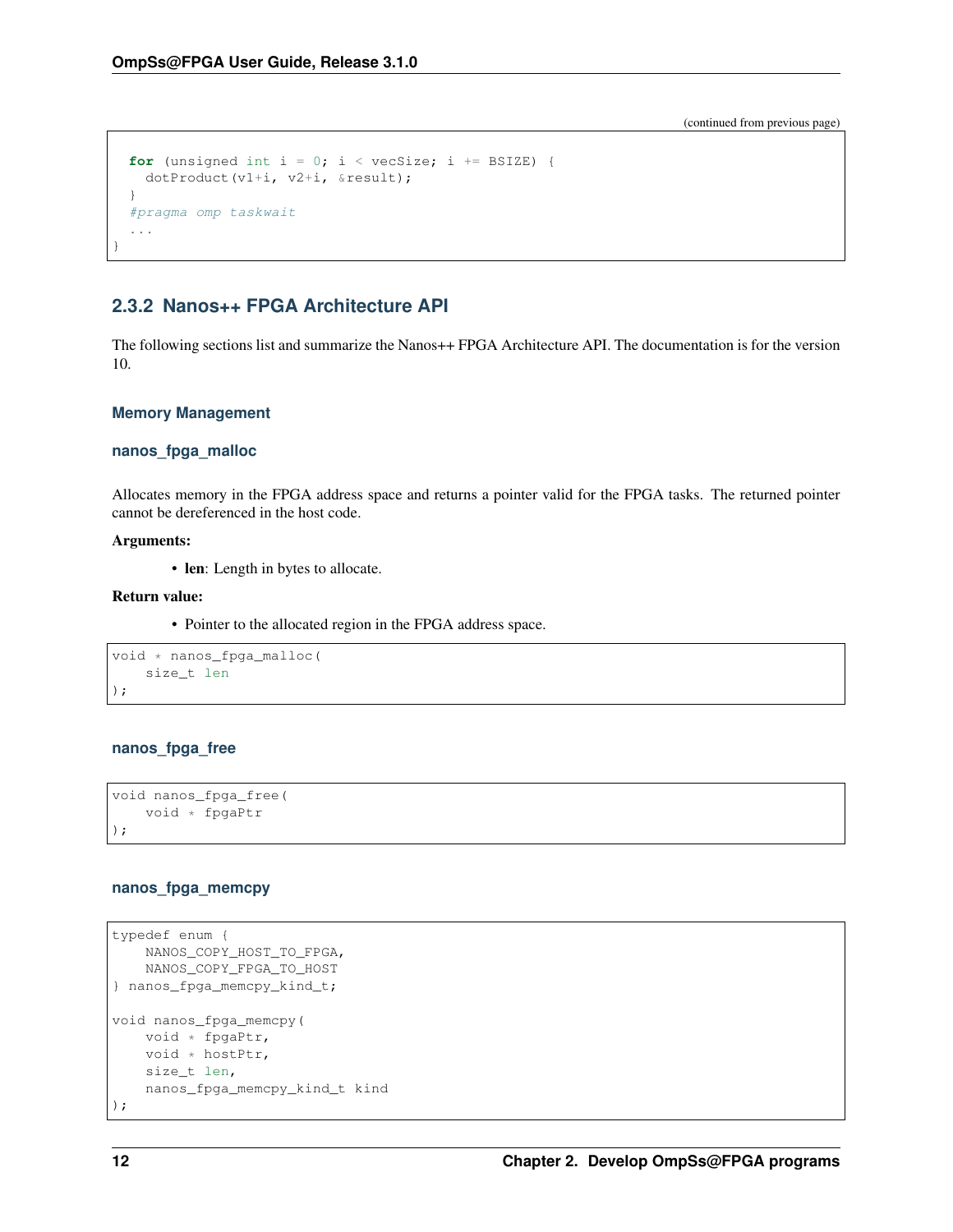(continued from previous page)

```
  for (unsigned int i = 0; i < vecSize; i += BSIZE) {
    dotProduct(v1+i, v2+i, &result);
  }
  #pragma omp taskwait
  ...
}
```

### 2.3.2 Nanos++ FPGA Architecture API

The following sections list and summarize the Nanos++ FPGA Architecture API. The documentation is for the version 10.

#### Memory Management

##### nanos_fpga_malloc

Allocates memory in the FPGA address space and returns a pointer valid for the FPGA tasks. The returned pointer cannot be dereferenced in the host code.

**Arguments:**

- **len**: Length in bytes to allocate.

**Return value:**

- Pointer to the allocated region in the FPGA address space.

```
void * nanos_fpga_malloc(
    size_t len
);
```

##### nanos_fpga_free

```
void nanos_fpga_free(
    void * fpgaPtr
);
```

##### nanos_fpga_memcpy

```
typedef enum {
    NANOS_COPY_HOST_TO_FPGA,
    NANOS_COPY_FPGA_TO_HOST
} nanos_fpga_memcpy_kind_t;

void nanos_fpga_memcpy(
    void * fpgaPtr,
    void * hostPtr,
    size_t len,
    nanos_fpga_memcpy_kind_t kind
);
```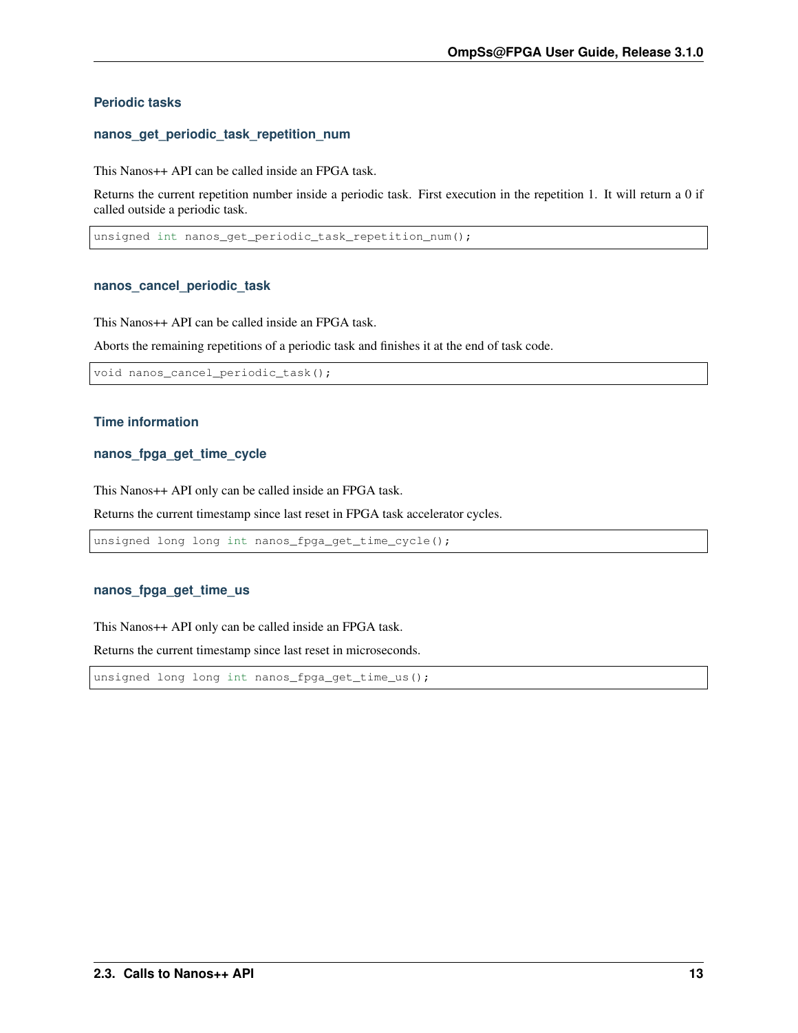### Periodic tasks

#### nanos_get_periodic_task_repetition_num

This Nanos++ API can be called inside an FPGA task.

Returns the current repetition number inside a periodic task. First execution in the repetition 1. It will return a 0 if called outside a periodic task.

```
unsigned int nanos_get_periodic_task_repetition_num();
```

#### nanos_cancel_periodic_task

This Nanos++ API can be called inside an FPGA task.

Aborts the remaining repetitions of a periodic task and finishes it at the end of task code.

```
void nanos_cancel_periodic_task();
```

### Time information

#### nanos_fpga_get_time_cycle

This Nanos++ API only can be called inside an FPGA task.

Returns the current timestamp since last reset in FPGA task accelerator cycles.

```
unsigned long long int nanos_fpga_get_time_cycle();
```

#### nanos_fpga_get_time_us

This Nanos++ API only can be called inside an FPGA task.

Returns the current timestamp since last reset in microseconds.

```
unsigned long long int nanos_fpga_get_time_us();
```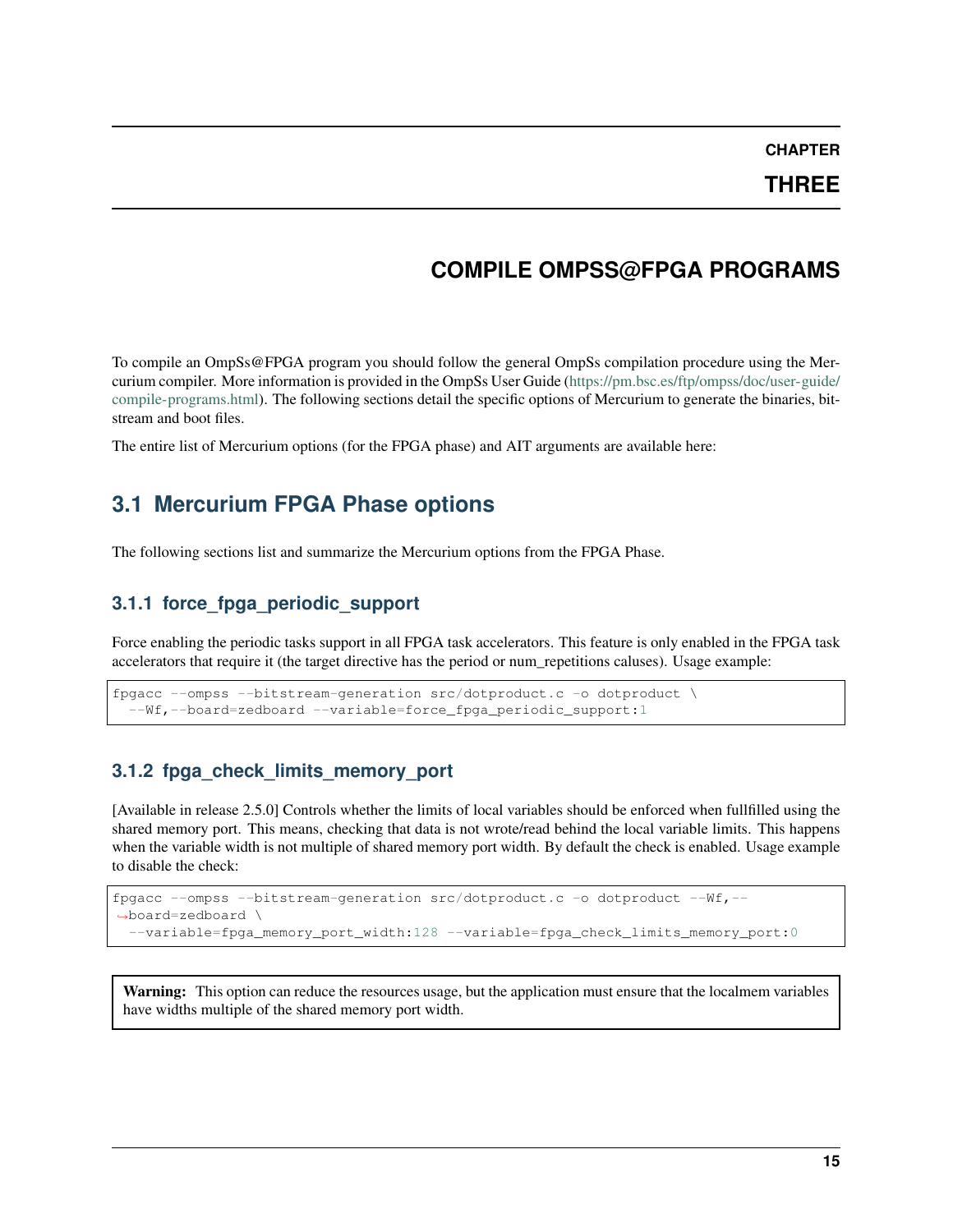# CHAPTER THREE

# COMPILE OMPSS@FPGA PROGRAMS

To compile an OmpSs@FPGA program you should follow the general OmpSs compilation procedure using the Mercurium compiler. More information is provided in the OmpSs User Guide (https://pm.bsc.es/ftp/ompss/doc/user-guide/compile-programs.html). The following sections detail the specific options of Mercurium to generate the binaries, bitstream and boot files.

The entire list of Mercurium options (for the FPGA phase) and AIT arguments are available here:

## 3.1 Mercurium FPGA Phase options

The following sections list and summarize the Mercurium options from the FPGA Phase.

### 3.1.1 force_fpga_periodic_support

Force enabling the periodic tasks support in all FPGA task accelerators. This feature is only enabled in the FPGA task accelerators that require it (the target directive has the period or num_repetitions caluses). Usage example:

```
fpgacc --ompss --bitstream-generation src/dotproduct.c -o dotproduct \
  --Wf,--board=zedboard --variable=force_fpga_periodic_support:1
```

### 3.1.2 fpga_check_limits_memory_port

[Available in release 2.5.0] Controls whether the limits of local variables should be enforced when fullfilled using the shared memory port. This means, checking that data is not wrote/read behind the local variable limits. This happens when the variable width is not multiple of shared memory port width. By default the check is enabled. Usage example to disable the check:

```
fpgacc --ompss --bitstream-generation src/dotproduct.c -o dotproduct --Wf,--
↪board=zedboard \
  --variable=fpga_memory_port_width:128 --variable=fpga_check_limits_memory_port:0
```

**Warning:** This option can reduce the resources usage, but the application must ensure that the localmem variables have widths multiple of the shared memory port width.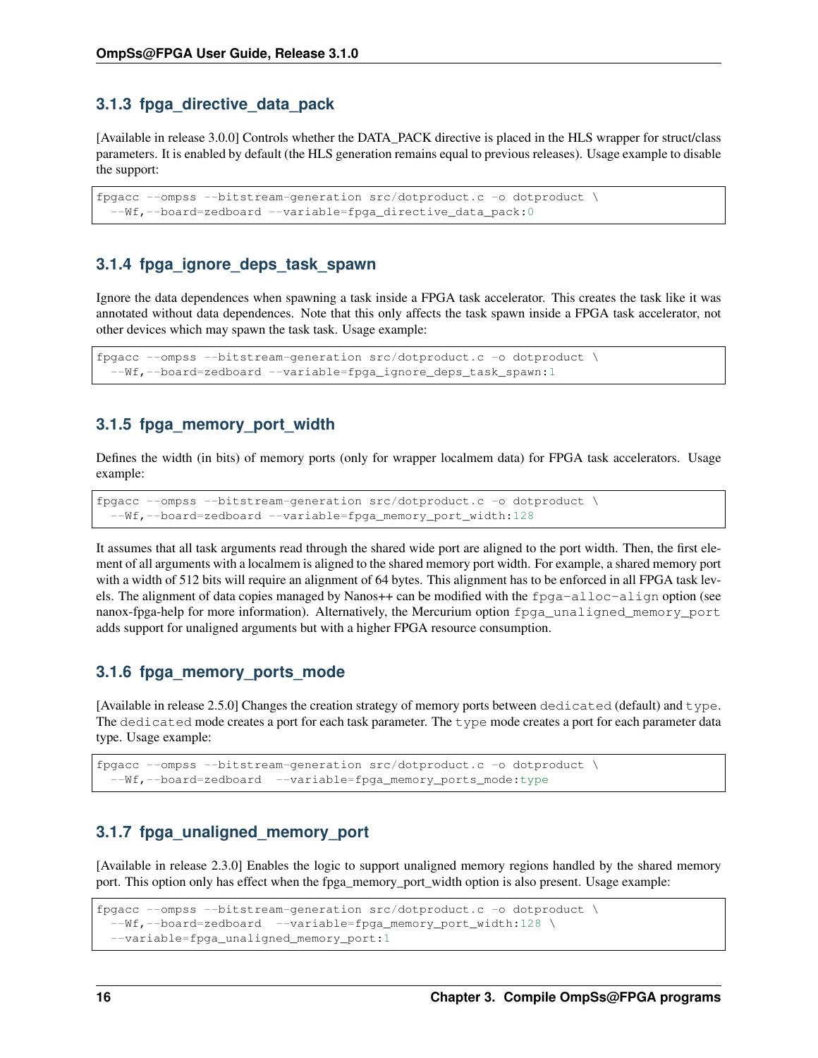### 3.1.3 fpga_directive_data_pack

[Available in release 3.0.0] Controls whether the DATA_PACK directive is placed in the HLS wrapper for struct/class parameters. It is enabled by default (the HLS generation remains equal to previous releases). Usage example to disable the support:

```
fpgacc --ompss --bitstream-generation src/dotproduct.c -o dotproduct \
  --Wf,--board=zedboard --variable=fpga_directive_data_pack:0
```

### 3.1.4 fpga_ignore_deps_task_spawn

Ignore the data dependences when spawning a task inside a FPGA task accelerator. This creates the task like it was annotated without data dependences. Note that this only affects the task spawn inside a FPGA task accelerator, not other devices which may spawn the task task. Usage example:

```
fpgacc --ompss --bitstream-generation src/dotproduct.c -o dotproduct \
  --Wf,--board=zedboard --variable=fpga_ignore_deps_task_spawn:1
```

### 3.1.5 fpga_memory_port_width

Defines the width (in bits) of memory ports (only for wrapper localmem data) for FPGA task accelerators. Usage example:

```
fpgacc --ompss --bitstream-generation src/dotproduct.c -o dotproduct \
  --Wf,--board=zedboard --variable=fpga_memory_port_width:128
```

It assumes that all task arguments read through the shared wide port are aligned to the port width. Then, the first element of all arguments with a localmem is aligned to the shared memory port width. For example, a shared memory port with a width of 512 bits will require an alignment of 64 bytes. This alignment has to be enforced in all FPGA task levels. The alignment of data copies managed by Nanos++ can be modified with the `fpga-alloc-align` option (see nanox-fpga-help for more information). Alternatively, the Mercurium option `fpga_unaligned_memory_port` adds support for unaligned arguments but with a higher FPGA resource consumption.

### 3.1.6 fpga_memory_ports_mode

[Available in release 2.5.0] Changes the creation strategy of memory ports between `dedicated` (default) and `type`. The `dedicated` mode creates a port for each task parameter. The `type` mode creates a port for each parameter data type. Usage example:

```
fpgacc --ompss --bitstream-generation src/dotproduct.c -o dotproduct \
  --Wf,--board=zedboard  --variable=fpga_memory_ports_mode:type
```

### 3.1.7 fpga_unaligned_memory_port

[Available in release 2.3.0] Enables the logic to support unaligned memory regions handled by the shared memory port. This option only has effect when the fpga_memory_port_width option is also present. Usage example:

```
fpgacc --ompss --bitstream-generation src/dotproduct.c -o dotproduct \
  --Wf,--board=zedboard  --variable=fpga_memory_port_width:128 \
  --variable=fpga_unaligned_memory_port:1
```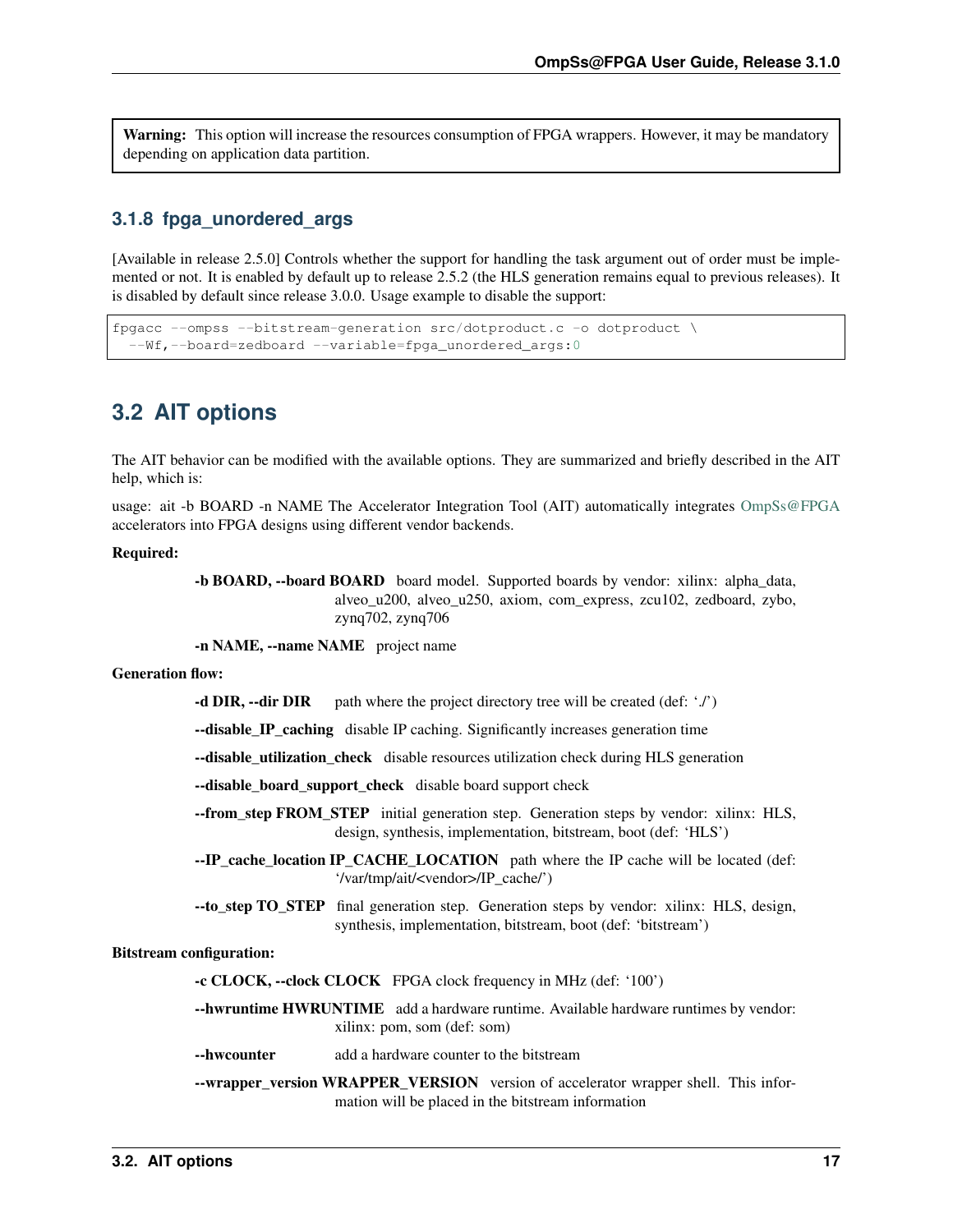**Warning:** This option will increase the resources consumption of FPGA wrappers. However, it may be mandatory depending on application data partition.

### 3.1.8 fpga_unordered_args

[Available in release 2.5.0] Controls whether the support for handling the task argument out of order must be implemented or not. It is enabled by default up to release 2.5.2 (the HLS generation remains equal to previous releases). It is disabled by default since release 3.0.0. Usage example to disable the support:

```
fpgacc --ompss --bitstream-generation src/dotproduct.c -o dotproduct \
  --Wf,--board=zedboard --variable=fpga_unordered_args:0
```

## 3.2 AIT options

The AIT behavior can be modified with the available options. They are summarized and briefly described in the AIT help, which is:

usage: ait -b BOARD -n NAME The Accelerator Integration Tool (AIT) automatically integrates OmpSs@FPGA accelerators into FPGA designs using different vendor backends.

**Required:**

**-b BOARD, --board BOARD** board model. Supported boards by vendor: xilinx: alpha_data, alveo_u200, alveo_u250, axiom, com_express, zcu102, zedboard, zybo, zynq702, zynq706

**-n NAME, --name NAME** project name

**Generation flow:**

**-d DIR, --dir DIR** path where the project directory tree will be created (def: './')

**--disable_IP_caching** disable IP caching. Significantly increases generation time

**--disable_utilization_check** disable resources utilization check during HLS generation

**--disable_board_support_check** disable board support check

**--from_step FROM_STEP** initial generation step. Generation steps by vendor: xilinx: HLS, design, synthesis, implementation, bitstream, boot (def: 'HLS')

**--IP_cache_location IP_CACHE_LOCATION** path where the IP cache will be located (def: '/var/tmp/ait/<vendor>/IP_cache/')

**--to_step TO_STEP** final generation step. Generation steps by vendor: xilinx: HLS, design, synthesis, implementation, bitstream, boot (def: 'bitstream')

**Bitstream configuration:**

**-c CLOCK, --clock CLOCK** FPGA clock frequency in MHz (def: '100')

**--hwruntime HWRUNTIME** add a hardware runtime. Available hardware runtimes by vendor: xilinx: pom, som (def: som)

**--hwcounter** add a hardware counter to the bitstream

**--wrapper_version WRAPPER_VERSION** version of accelerator wrapper shell. This information will be placed in the bitstream information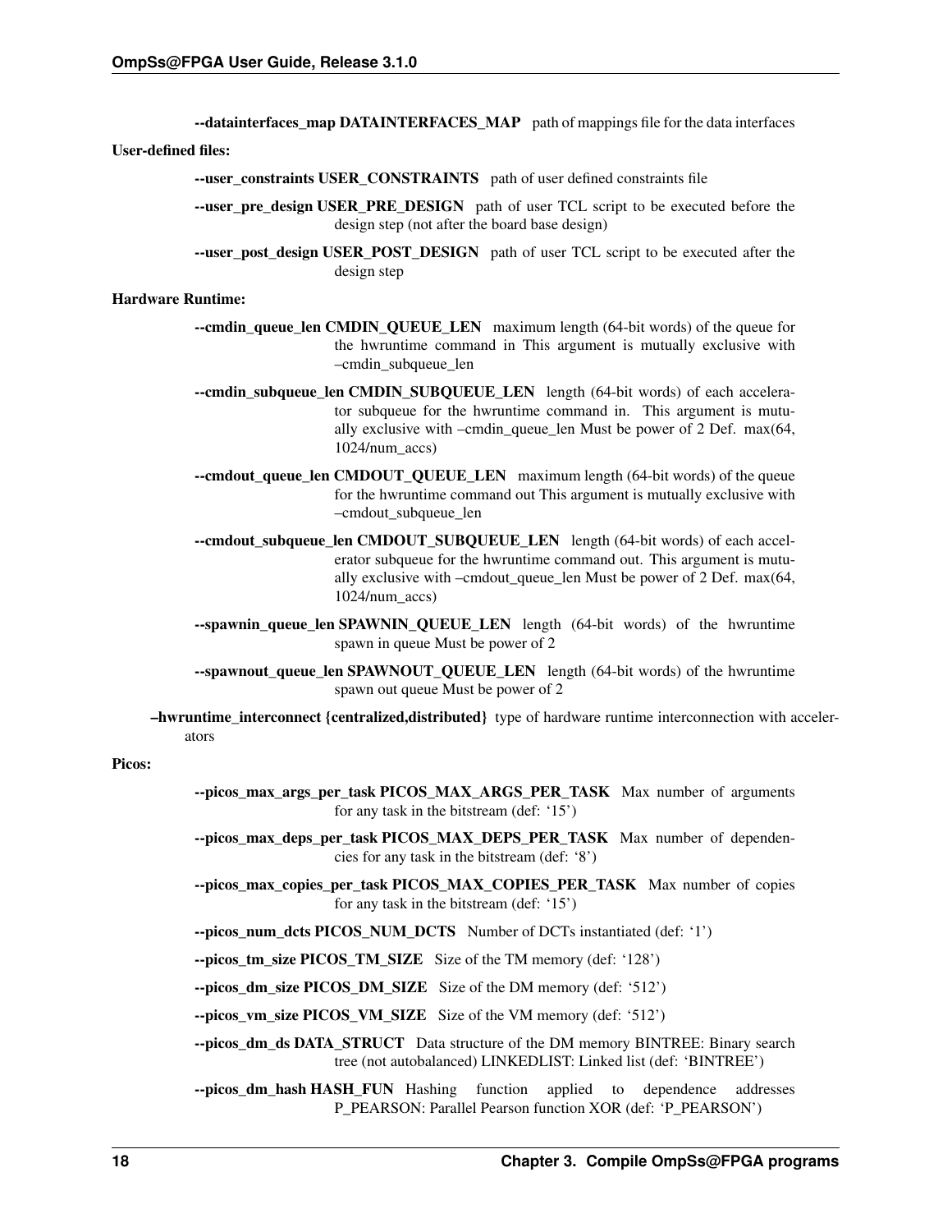**--datainterfaces_map DATAINTERFACES_MAP** path of mappings file for the data interfaces

**User-defined files:**

**--user_constraints USER_CONSTRAINTS** path of user defined constraints file

**--user_pre_design USER_PRE_DESIGN** path of user TCL script to be executed before the design step (not after the board base design)

**--user_post_design USER_POST_DESIGN** path of user TCL script to be executed after the design step

**Hardware Runtime:**

**--cmdin_queue_len CMDIN_QUEUE_LEN** maximum length (64-bit words) of the queue for the hwruntime command in This argument is mutually exclusive with –cmdin_subqueue_len

**--cmdin_subqueue_len CMDIN_SUBQUEUE_LEN** length (64-bit words) of each accelerator subqueue for the hwruntime command in. This argument is mutually exclusive with –cmdin_queue_len Must be power of 2 Def. max(64, 1024/num_accs)

**--cmdout_queue_len CMDOUT_QUEUE_LEN** maximum length (64-bit words) of the queue for the hwruntime command out This argument is mutually exclusive with –cmdout_subqueue_len

**--cmdout_subqueue_len CMDOUT_SUBQUEUE_LEN** length (64-bit words) of each accelerator subqueue for the hwruntime command out. This argument is mutually exclusive with –cmdout_queue_len Must be power of 2 Def. max(64, 1024/num_accs)

**--spawnin_queue_len SPAWNIN_QUEUE_LEN** length (64-bit words) of the hwruntime spawn in queue Must be power of 2

**--spawnout_queue_len SPAWNOUT_QUEUE_LEN** length (64-bit words) of the hwruntime spawn out queue Must be power of 2

**–hwruntime_interconnect {centralized,distributed}** type of hardware runtime interconnection with accelerators

**Picos:**

**--picos_max_args_per_task PICOS_MAX_ARGS_PER_TASK** Max number of arguments for any task in the bitstream (def: '15')

**--picos_max_deps_per_task PICOS_MAX_DEPS_PER_TASK** Max number of dependencies for any task in the bitstream (def: '8')

**--picos_max_copies_per_task PICOS_MAX_COPIES_PER_TASK** Max number of copies for any task in the bitstream (def: '15')

**--picos_num_dcts PICOS_NUM_DCTS** Number of DCTs instantiated (def: '1')

**--picos_tm_size PICOS_TM_SIZE** Size of the TM memory (def: '128')

**--picos_dm_size PICOS_DM_SIZE** Size of the DM memory (def: '512')

**--picos_vm_size PICOS_VM_SIZE** Size of the VM memory (def: '512')

**--picos_dm_ds DATA_STRUCT** Data structure of the DM memory BINTREE: Binary search tree (not autobalanced) LINKEDLIST: Linked list (def: 'BINTREE')

**--picos_dm_hash HASH_FUN** Hashing function applied to dependence addresses P_PEARSON: Parallel Pearson function XOR (def: 'P_PEARSON')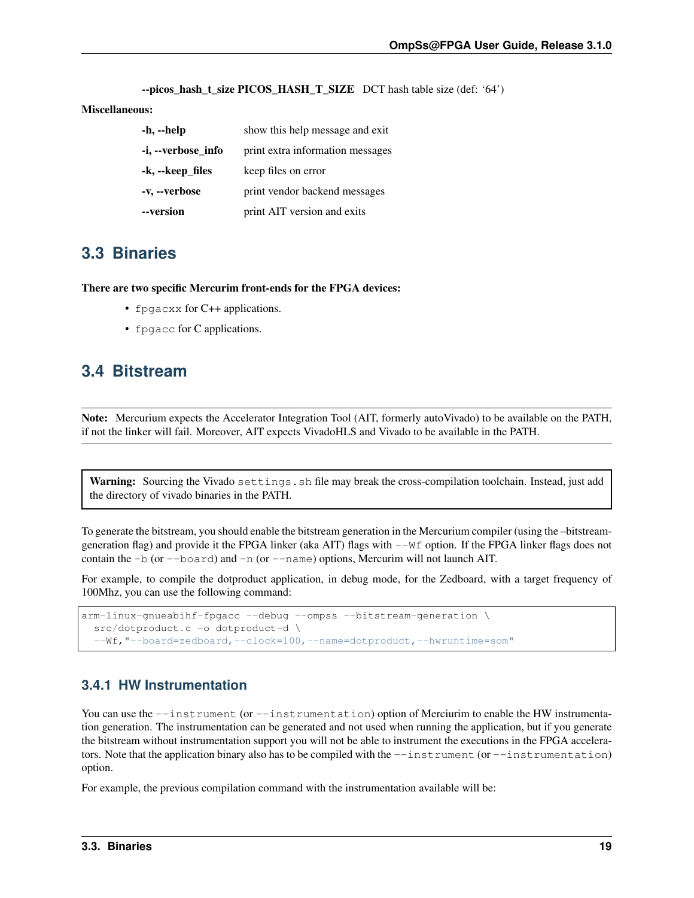**--picos_hash_t_size PICOS_HASH_T_SIZE** DCT hash table size (def: '64')

**Miscellaneous:**

| | |
|---|---|
| **-h, --help** | show this help message and exit |
| **-i, --verbose_info** | print extra information messages |
| **-k, --keep_files** | keep files on error |
| **-v, --verbose** | print vendor backend messages |
| **--version** | print AIT version and exits |

## 3.3 Binaries

**There are two specific Mercurim front-ends for the FPGA devices:**

- `fpgacxx` for C++ applications.
- `fpgacc` for C applications.

## 3.4 Bitstream

**Note:** Mercurium expects the Accelerator Integration Tool (AIT, formerly autoVivado) to be available on the PATH, if not the linker will fail. Moreover, AIT expects VivadoHLS and Vivado to be available in the PATH.

**Warning:** Sourcing the Vivado `settings.sh` file may break the cross-compilation toolchain. Instead, just add the directory of vivado binaries in the PATH.

To generate the bitstream, you should enable the bitstream generation in the Mercurium compiler (using the –bitstream-generation flag) and provide it the FPGA linker (aka AIT) flags with `--Wf` option. If the FPGA linker flags does not contain the `-b` (or `--board`) and `-n` (or `--name`) options, Mercurim will not launch AIT.

For example, to compile the dotproduct application, in debug mode, for the Zedboard, with a target frequency of 100Mhz, you can use the following command:

```
arm-linux-gnueabihf-fpgacc --debug --ompss --bitstream-generation \
  src/dotproduct.c -o dotproduct-d \
  --Wf,"--board=zedboard,--clock=100,--name=dotproduct,--hwruntime=som"
```

### 3.4.1 HW Instrumentation

You can use the `--instrument` (or `--instrumentation`) option of Merciurim to enable the HW instrumentation generation. The instrumentation can be generated and not used when running the application, but if you generate the bitstream without instrumentation support you will not be able to instrument the executions in the FPGA accelerators. Note that the application binary also has to be compiled with the `--instrument` (or `--instrumentation`) option.

For example, the previous compilation command with the instrumentation available will be: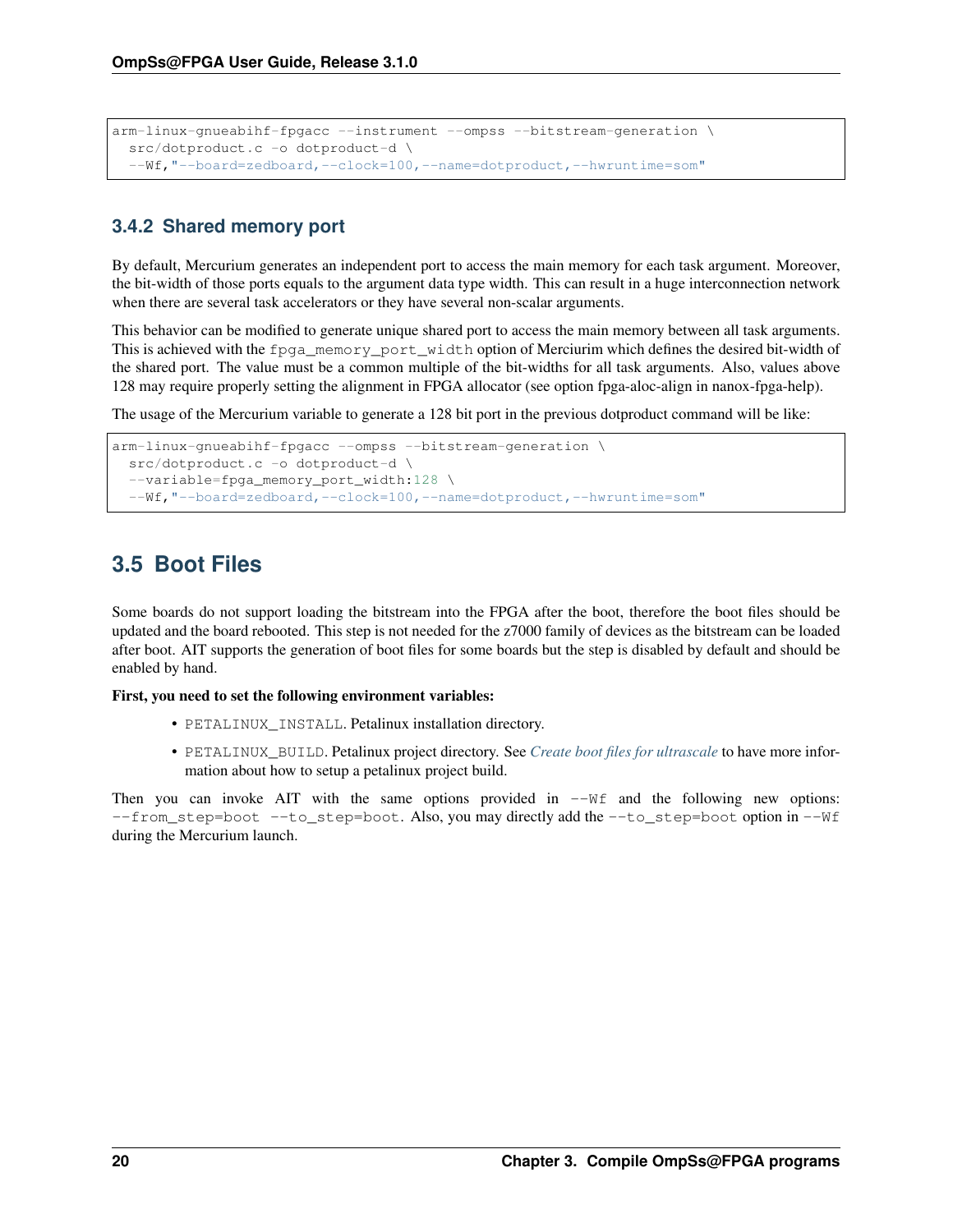```
arm-linux-gnueabihf-fpgacc --instrument --ompss --bitstream-generation \
  src/dotproduct.c -o dotproduct-d \
  --Wf,"--board=zedboard,--clock=100,--name=dotproduct,--hwruntime=som"
```

### 3.4.2 Shared memory port

By default, Mercurium generates an independent port to access the main memory for each task argument. Moreover, the bit-width of those ports equals to the argument data type width. This can result in a huge interconnection network when there are several task accelerators or they have several non-scalar arguments.

This behavior can be modified to generate unique shared port to access the main memory between all task arguments. This is achieved with the `fpga_memory_port_width` option of Merciurim which defines the desired bit-width of the shared port. The value must be a common multiple of the bit-widths for all task arguments. Also, values above 128 may require properly setting the alignment in FPGA allocator (see option fpga-aloc-align in nanox-fpga-help).

The usage of the Mercurium variable to generate a 128 bit port in the previous dotproduct command will be like:

```
arm-linux-gnueabihf-fpgacc --ompss --bitstream-generation \
  src/dotproduct.c -o dotproduct-d \
  --variable=fpga_memory_port_width:128 \
  --Wf,"--board=zedboard,--clock=100,--name=dotproduct,--hwruntime=som"
```

## 3.5 Boot Files

Some boards do not support loading the bitstream into the FPGA after the boot, therefore the boot files should be updated and the board rebooted. This step is not needed for the z7000 family of devices as the bitstream can be loaded after boot. AIT supports the generation of boot files for some boards but the step is disabled by default and should be enabled by hand.

**First, you need to set the following environment variables:**

- `PETALINUX_INSTALL`. Petalinux installation directory.
- `PETALINUX_BUILD`. Petalinux project directory. See *Create boot files for ultrascale* to have more information about how to setup a petalinux project build.

Then you can invoke AIT with the same options provided in `--Wf` and the following new options: `--from_step=boot --to_step=boot`. Also, you may directly add the `--to_step=boot` option in `--Wf` during the Mercurium launch.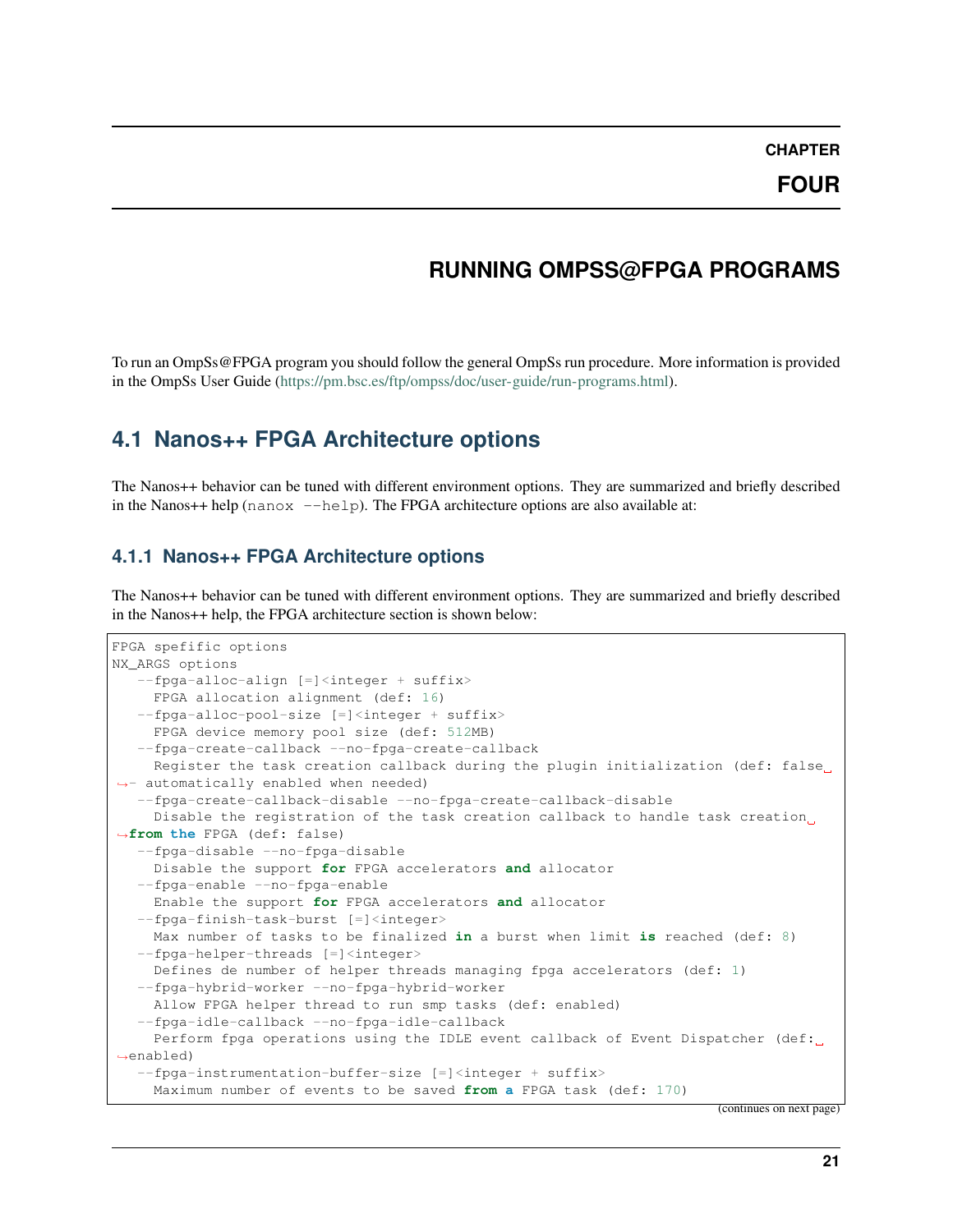# CHAPTER FOUR

# RUNNING OMPSS@FPGA PROGRAMS

To run an OmpSs@FPGA program you should follow the general OmpSs run procedure. More information is provided in the OmpSs User Guide (https://pm.bsc.es/ftp/ompss/doc/user-guide/run-programs.html).

## 4.1 Nanos++ FPGA Architecture options

The Nanos++ behavior can be tuned with different environment options. They are summarized and briefly described in the Nanos++ help (`nanox --help`). The FPGA architecture options are also available at:

### 4.1.1 Nanos++ FPGA Architecture options

The Nanos++ behavior can be tuned with different environment options. They are summarized and briefly described in the Nanos++ help, the FPGA architecture section is shown below:

```
FPGA spefific options
NX_ARGS options
   --fpga-alloc-align [=]<integer + suffix>
     FPGA allocation alignment (def: 16)
   --fpga-alloc-pool-size [=]<integer + suffix>
     FPGA device memory pool size (def: 512MB)
   --fpga-create-callback --no-fpga-create-callback
     Register the task creation callback during the plugin initialization (def: false - automatically enabled when needed)
   --fpga-create-callback-disable --no-fpga-create-callback-disable
     Disable the registration of the task creation callback to handle task creation from the FPGA (def: false)
   --fpga-disable --no-fpga-disable
     Disable the support for FPGA accelerators and allocator
   --fpga-enable --no-fpga-enable
     Enable the support for FPGA accelerators and allocator
   --fpga-finish-task-burst [=]<integer>
     Max number of tasks to be finalized in a burst when limit is reached (def: 8)
   --fpga-helper-threads [=]<integer>
     Defines de number of helper threads managing fpga accelerators (def: 1)
   --fpga-hybrid-worker --no-fpga-hybrid-worker
     Allow FPGA helper thread to run smp tasks (def: enabled)
   --fpga-idle-callback --no-fpga-idle-callback
     Perform fpga operations using the IDLE event callback of Event Dispatcher (def: enabled)
   --fpga-instrumentation-buffer-size [=]<integer + suffix>
     Maximum number of events to be saved from a FPGA task (def: 170)
```

(continues on next page)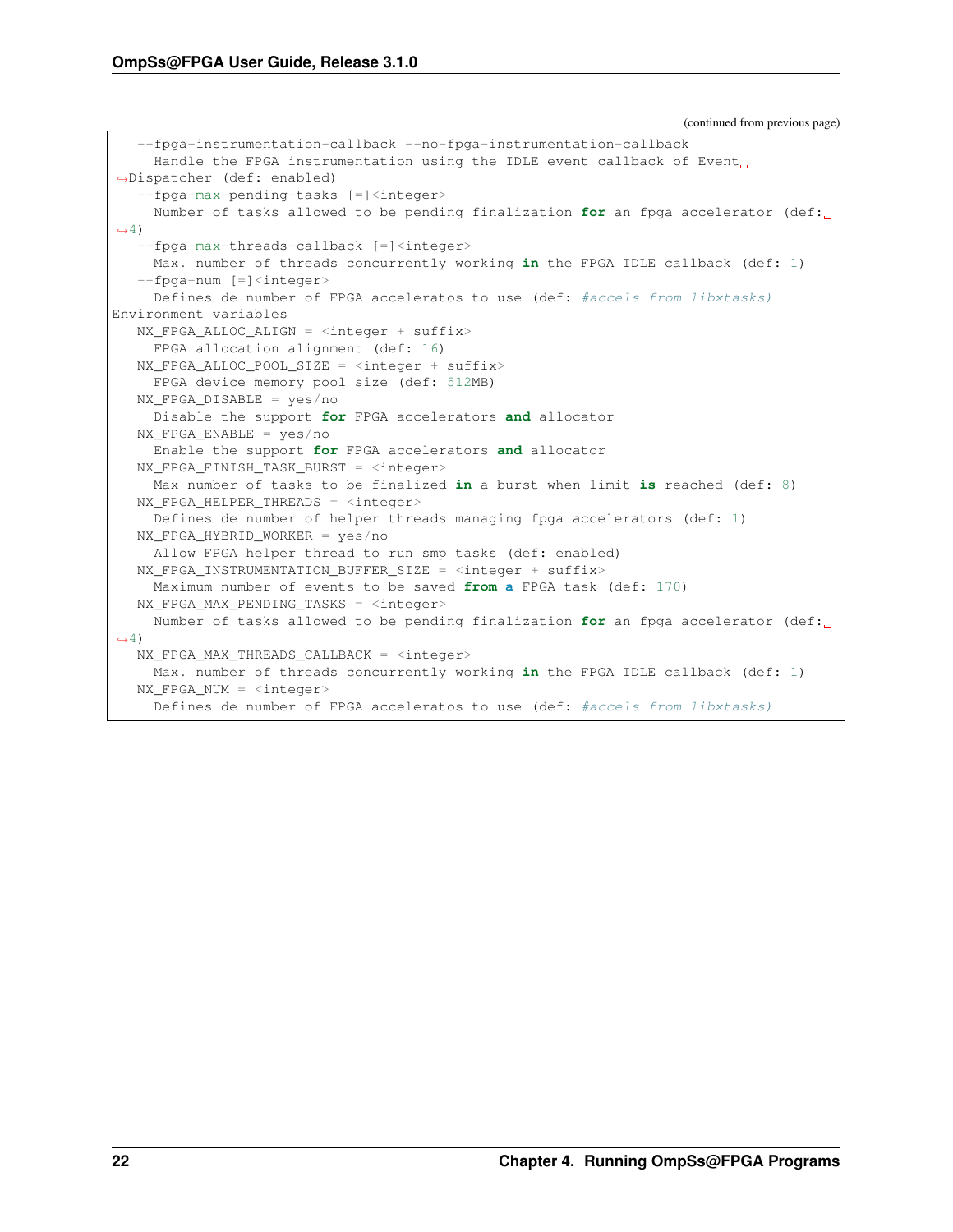(continued from previous page)

```
   --fpga-instrumentation-callback --no-fpga-instrumentation-callback
     Handle the FPGA instrumentation using the IDLE event callback of Event
↪Dispatcher (def: enabled)
   --fpga-max-pending-tasks [=]<integer>
     Number of tasks allowed to be pending finalization for an fpga accelerator (def:
↪4)
   --fpga-max-threads-callback [=]<integer>
     Max. number of threads concurrently working in the FPGA IDLE callback (def: 1)
   --fpga-num [=]<integer>
     Defines de number of FPGA acceleratos to use (def: #accels from libxtasks)
Environment variables
   NX_FPGA_ALLOC_ALIGN = <integer + suffix>
     FPGA allocation alignment (def: 16)
   NX_FPGA_ALLOC_POOL_SIZE = <integer + suffix>
     FPGA device memory pool size (def: 512MB)
   NX_FPGA_DISABLE = yes/no
     Disable the support for FPGA accelerators and allocator
   NX_FPGA_ENABLE = yes/no
     Enable the support for FPGA accelerators and allocator
   NX_FPGA_FINISH_TASK_BURST = <integer>
     Max number of tasks to be finalized in a burst when limit is reached (def: 8)
   NX_FPGA_HELPER_THREADS = <integer>
     Defines de number of helper threads managing fpga accelerators (def: 1)
   NX_FPGA_HYBRID_WORKER = yes/no
     Allow FPGA helper thread to run smp tasks (def: enabled)
   NX_FPGA_INSTRUMENTATION_BUFFER_SIZE = <integer + suffix>
     Maximum number of events to be saved from a FPGA task (def: 170)
   NX_FPGA_MAX_PENDING_TASKS = <integer>
     Number of tasks allowed to be pending finalization for an fpga accelerator (def:
↪4)
   NX_FPGA_MAX_THREADS_CALLBACK = <integer>
     Max. number of threads concurrently working in the FPGA IDLE callback (def: 1)
   NX_FPGA_NUM = <integer>
     Defines de number of FPGA acceleratos to use (def: #accels from libxtasks)
```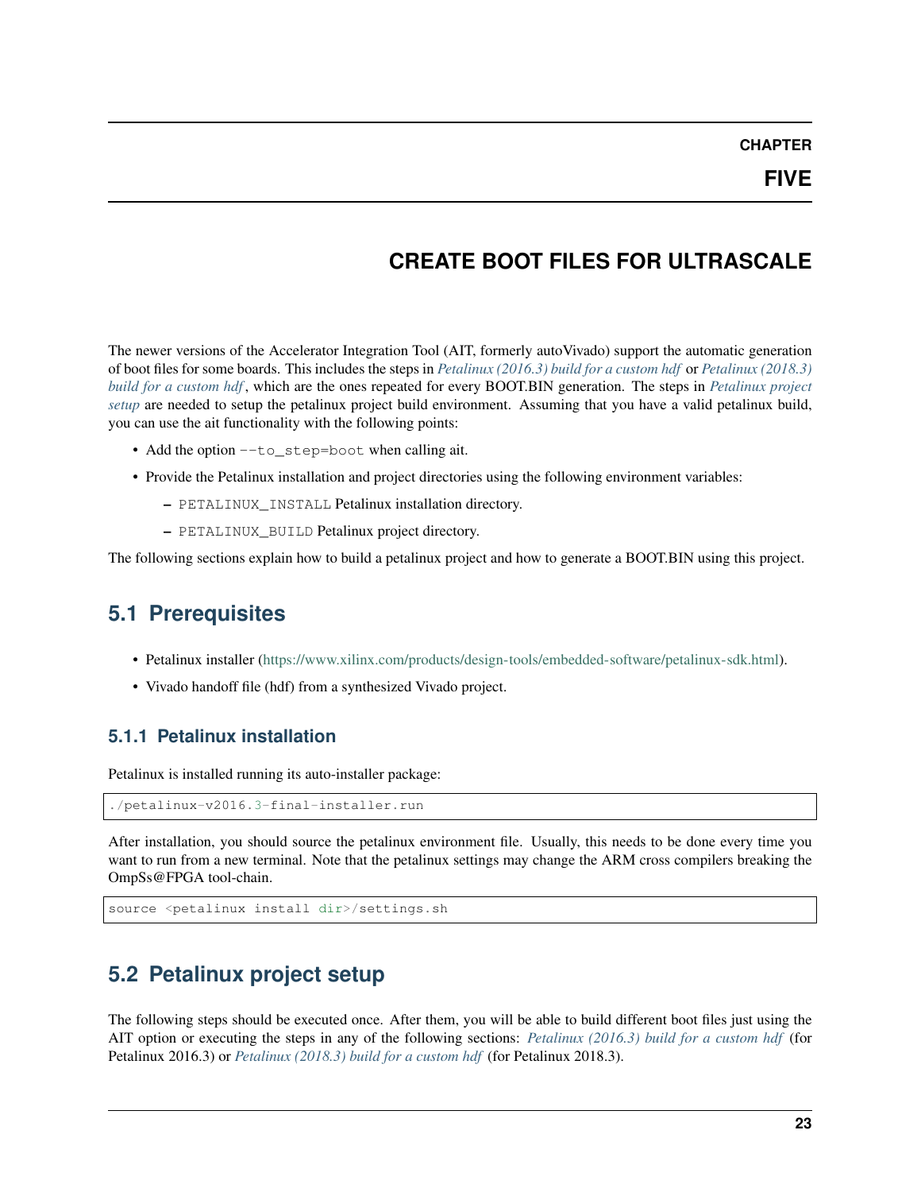# CHAPTER FIVE

# CREATE BOOT FILES FOR ULTRASCALE

The newer versions of the Accelerator Integration Tool (AIT, formerly autoVivado) support the automatic generation of boot files for some boards. This includes the steps in *Petalinux (2016.3) build for a custom hdf* or *Petalinux (2018.3) build for a custom hdf*, which are the ones repeated for every BOOT.BIN generation. The steps in *Petalinux project setup* are needed to setup the petalinux project build environment. Assuming that you have a valid petalinux build, you can use the ait functionality with the following points:

- Add the option `--to_step=boot` when calling ait.
- Provide the Petalinux installation and project directories using the following environment variables:
  - `PETALINUX_INSTALL` Petalinux installation directory.
  - `PETALINUX_BUILD` Petalinux project directory.

The following sections explain how to build a petalinux project and how to generate a BOOT.BIN using this project.

## 5.1 Prerequisites

- Petalinux installer (https://www.xilinx.com/products/design-tools/embedded-software/petalinux-sdk.html).
- Vivado handoff file (hdf) from a synthesized Vivado project.

### 5.1.1 Petalinux installation

Petalinux is installed running its auto-installer package:

```
./petalinux-v2016.3-final-installer.run
```

After installation, you should source the petalinux environment file. Usually, this needs to be done every time you want to run from a new terminal. Note that the petalinux settings may change the ARM cross compilers breaking the OmpSs@FPGA tool-chain.

```
source <petalinux install dir>/settings.sh
```

## 5.2 Petalinux project setup

The following steps should be executed once. After them, you will be able to build different boot files just using the AIT option or executing the steps in any of the following sections: *Petalinux (2016.3) build for a custom hdf* (for Petalinux 2016.3) or *Petalinux (2018.3) build for a custom hdf* (for Petalinux 2018.3).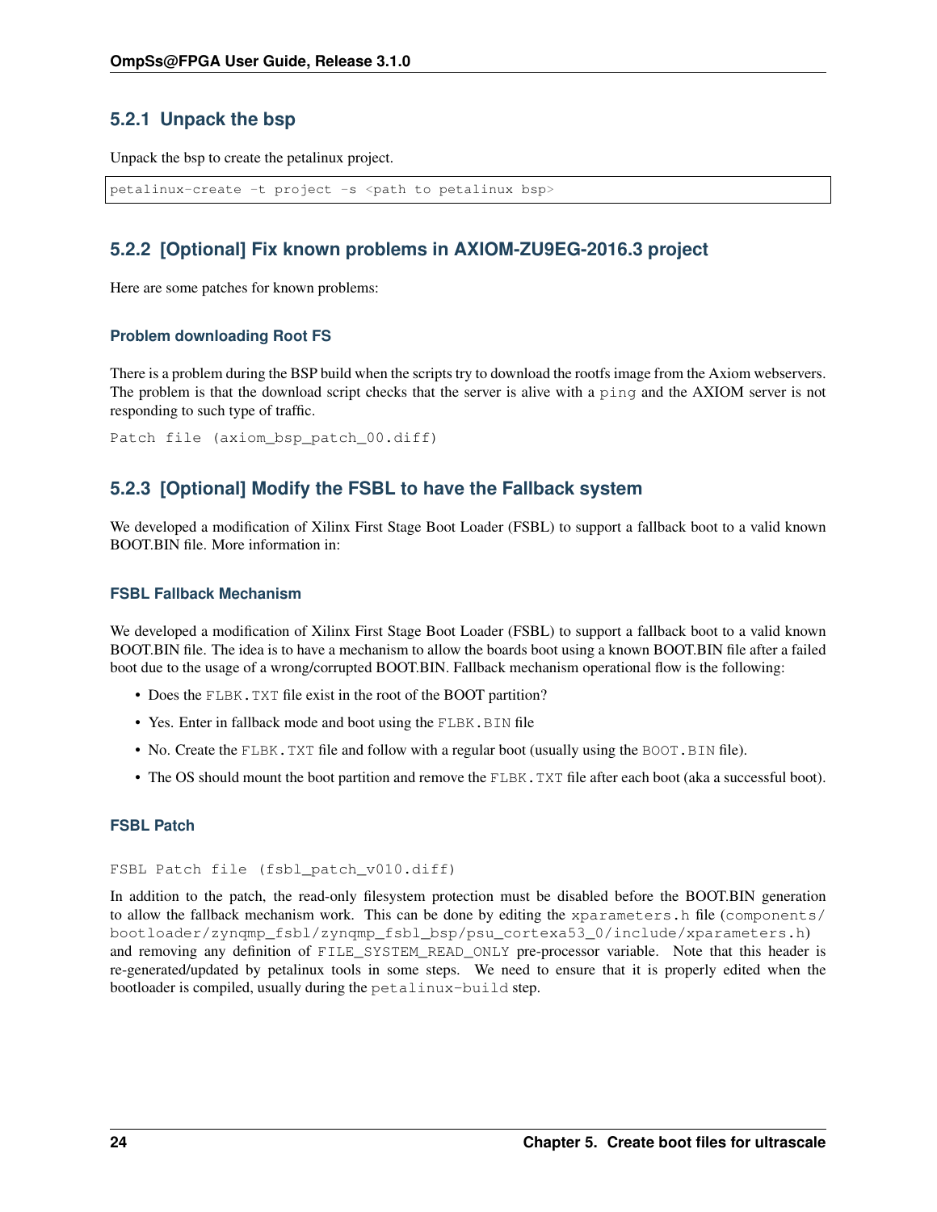### 5.2.1 Unpack the bsp

Unpack the bsp to create the petalinux project.

```
petalinux-create -t project -s <path to petalinux bsp>
```

### 5.2.2 [Optional] Fix known problems in AXIOM-ZU9EG-2016.3 project

Here are some patches for known problems:

#### Problem downloading Root FS

There is a problem during the BSP build when the scripts try to download the rootfs image from the Axiom webservers. The problem is that the download script checks that the server is alive with a `ping` and the AXIOM server is not responding to such type of traffic.

Patch file (axiom_bsp_patch_00.diff)

### 5.2.3 [Optional] Modify the FSBL to have the Fallback system

We developed a modification of Xilinx First Stage Boot Loader (FSBL) to support a fallback boot to a valid known BOOT.BIN file. More information in:

#### FSBL Fallback Mechanism

We developed a modification of Xilinx First Stage Boot Loader (FSBL) to support a fallback boot to a valid known BOOT.BIN file. The idea is to have a mechanism to allow the boards boot using a known BOOT.BIN file after a failed boot due to the usage of a wrong/corrupted BOOT.BIN. Fallback mechanism operational flow is the following:

- Does the `FLBK.TXT` file exist in the root of the BOOT partition?
- Yes. Enter in fallback mode and boot using the `FLBK.BIN` file
- No. Create the `FLBK.TXT` file and follow with a regular boot (usually using the `BOOT.BIN` file).
- The OS should mount the boot partition and remove the `FLBK.TXT` file after each boot (aka a successful boot).

#### FSBL Patch

FSBL Patch file (fsbl_patch_v010.diff)

In addition to the patch, the read-only filesystem protection must be disabled before the BOOT.BIN generation to allow the fallback mechanism work. This can be done by editing the `xparameters.h` file (`components/bootloader/zynqmp_fsbl/zynqmp_fsbl_bsp/psu_cortexa53_0/include/xparameters.h`) and removing any definition of `FILE_SYSTEM_READ_ONLY` pre-processor variable. Note that this header is re-generated/updated by petalinux tools in some steps. We need to ensure that it is properly edited when the bootloader is compiled, usually during the `petalinux-build` step.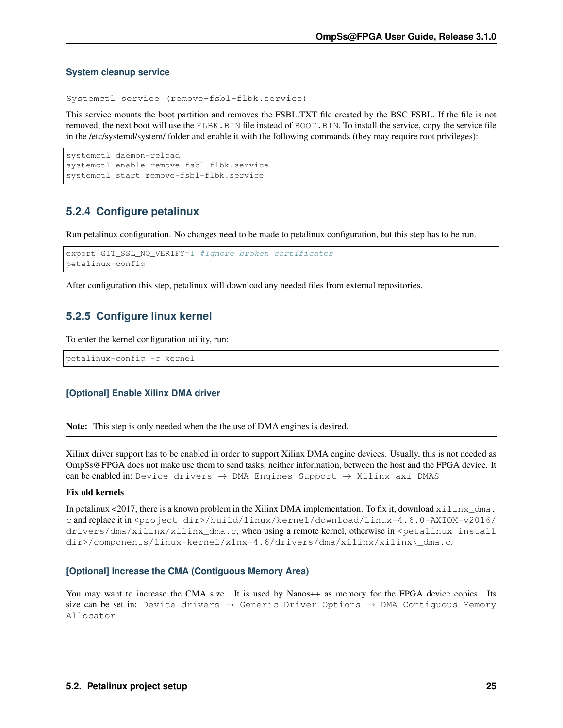#### System cleanup service

```
Systemctl service (remove-fsbl-flbk.service)
```

This service mounts the boot partition and removes the FSBL.TXT file created by the BSC FSBL. If the file is not removed, the next boot will use the `FLBK.BIN` file instead of `BOOT.BIN`. To install the service, copy the service file in the /etc/systemd/system/ folder and enable it with the following commands (they may require root privileges):

```
systemctl daemon-reload
systemctl enable remove-fsbl-flbk.service
systemctl start remove-fsbl-flbk.service
```

### 5.2.4 Configure petalinux

Run petalinux configuration. No changes need to be made to petalinux configuration, but this step has to be run.

```
export GIT_SSL_NO_VERIFY=1 #Ignore broken certificates
petalinux-config
```

After configuration this step, petalinux will download any needed files from external repositories.

### 5.2.5 Configure linux kernel

To enter the kernel configuration utility, run:

```
petalinux-config -c kernel
```

#### [Optional] Enable Xilinx DMA driver

**Note:** This step is only needed when the the use of DMA engines is desired.

Xilinx driver support has to be enabled in order to support Xilinx DMA engine devices. Usually, this is not needed as OmpSs@FPGA does not make use them to send tasks, neither information, between the host and the FPGA device. It can be enabled in: `Device drivers → DMA Engines Support → Xilinx axi DMAS`

**Fix old kernels**

In petalinux <2017, there is a known problem in the Xilinx DMA implementation. To fix it, download `xilinx_dma.c` and replace it in `<project dir>/build/linux/kernel/download/linux-4.6.0-AXIOM-v2016/drivers/dma/xilinx/xilinx_dma.c`, when using a remote kernel, otherwise in `<petalinux install dir>/components/linux-kernel/xlnx-4.6/drivers/dma/xilinx/xilinx\_dma.c`.

#### [Optional] Increase the CMA (Contiguous Memory Area)

You may want to increase the CMA size. It is used by Nanos++ as memory for the FPGA device copies. Its size can be set in: `Device drivers → Generic Driver Options → DMA Contiguous Memory Allocator`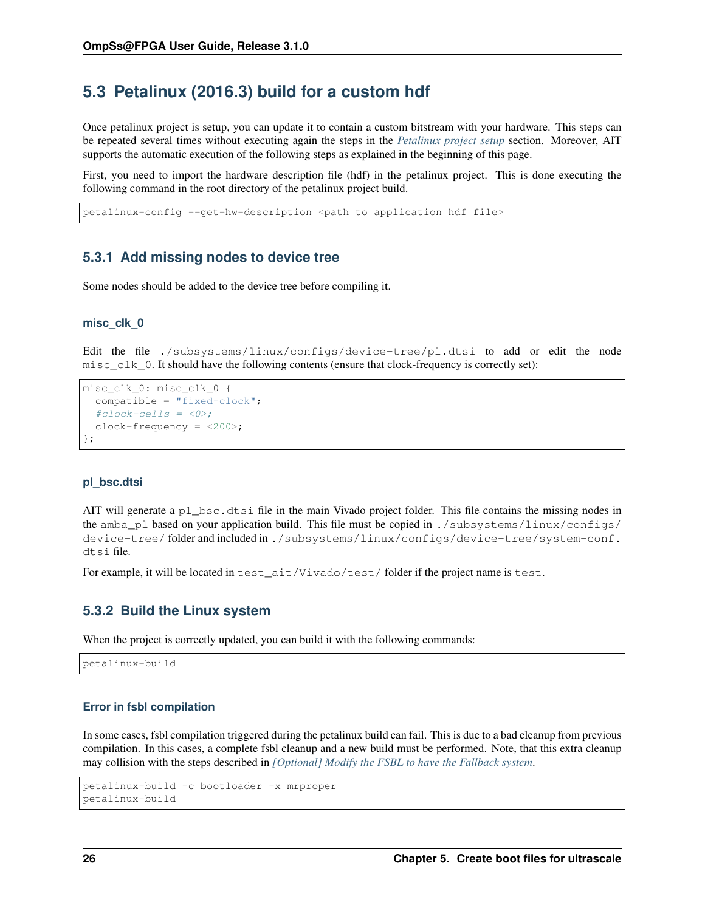## 5.3 Petalinux (2016.3) build for a custom hdf

Once petalinux project is setup, you can update it to contain a custom bitstream with your hardware. This steps can be repeated several times without executing again the steps in the *Petalinux project setup* section. Moreover, AIT supports the automatic execution of the following steps as explained in the beginning of this page.

First, you need to import the hardware description file (hdf) in the petalinux project. This is done executing the following command in the root directory of the petalinux project build.

```
petalinux-config --get-hw-description <path to application hdf file>
```

### 5.3.1 Add missing nodes to device tree

Some nodes should be added to the device tree before compiling it.

#### misc_clk_0

Edit the file `./subsystems/linux/configs/device-tree/pl.dtsi` to add or edit the node `misc_clk_0`. It should have the following contents (ensure that clock-frequency is correctly set):

```
misc_clk_0: misc_clk_0 {
  compatible = "fixed-clock";
  #clock-cells = <0>;
  clock-frequency = <200>;
};
```

#### pl_bsc.dtsi

AIT will generate a `pl_bsc.dtsi` file in the main Vivado project folder. This file contains the missing nodes in the `amba_pl` based on your application build. This file must be copied in `./subsystems/linux/configs/device-tree/` folder and included in `./subsystems/linux/configs/device-tree/system-conf.dtsi` file.

For example, it will be located in `test_ait/Vivado/test/` folder if the project name is `test`.

### 5.3.2 Build the Linux system

When the project is correctly updated, you can build it with the following commands:

```
petalinux-build
```

#### Error in fsbl compilation

In some cases, fsbl compilation triggered during the petalinux build can fail. This is due to a bad cleanup from previous compilation. In this cases, a complete fsbl cleanup and a new build must be performed. Note, that this extra cleanup may collision with the steps described in *[Optional] Modify the FSBL to have the Fallback system*.

```
petalinux-build -c bootloader -x mrproper
petalinux-build
```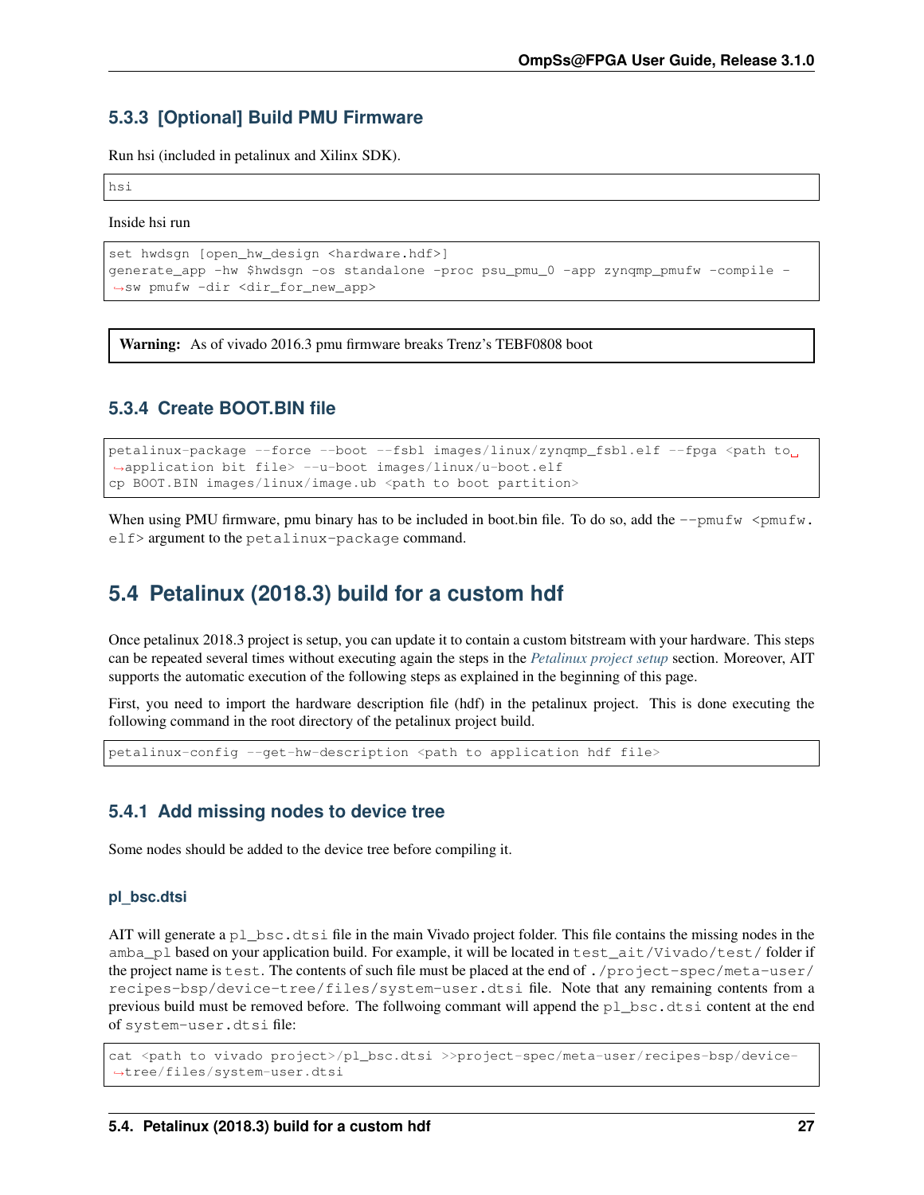### 5.3.3 [Optional] Build PMU Firmware

Run hsi (included in petalinux and Xilinx SDK).

```
hsi
```

Inside hsi run

```
set hwdsgn [open_hw_design <hardware.hdf>]
generate_app -hw $hwdsgn -os standalone -proc psu_pmu_0 -app zynqmp_pmufw -compile -sw pmufw -dir <dir_for_new_app>
```

> **Warning:** As of vivado 2016.3 pmu firmware breaks Trenz's TEBF0808 boot

### 5.3.4 Create BOOT.BIN file

```
petalinux-package --force --boot --fsbl images/linux/zynqmp_fsbl.elf --fpga <path to application bit file> --u-boot images/linux/u-boot.elf
cp BOOT.BIN images/linux/image.ub <path to boot partition>
```

When using PMU firmware, pmu binary has to be included in boot.bin file. To do so, add the `--pmufw <pmufw.elf>` argument to the `petalinux-package` command.

## 5.4 Petalinux (2018.3) build for a custom hdf

Once petalinux 2018.3 project is setup, you can update it to contain a custom bitstream with your hardware. This steps can be repeated several times without executing again the steps in the *Petalinux project setup* section. Moreover, AIT supports the automatic execution of the following steps as explained in the beginning of this page.

First, you need to import the hardware description file (hdf) in the petalinux project. This is done executing the following command in the root directory of the petalinux project build.

```
petalinux-config --get-hw-description <path to application hdf file>
```

### 5.4.1 Add missing nodes to device tree

Some nodes should be added to the device tree before compiling it.

#### pl_bsc.dtsi

AIT will generate a `pl_bsc.dtsi` file in the main Vivado project folder. This file contains the missing nodes in the `amba_pl` based on your application build. For example, it will be located in `test_ait/Vivado/test/` folder if the project name is `test`. The contents of such file must be placed at the end of `./project-spec/meta-user/recipes-bsp/device-tree/files/system-user.dtsi` file. Note that any remaining contents from a previous build must be removed before. The follwoing commant will append the `pl_bsc.dtsi` content at the end of `system-user.dtsi` file:

```
cat <path to vivado project>/pl_bsc.dtsi >>project-spec/meta-user/recipes-bsp/device-tree/files/system-user.dtsi
```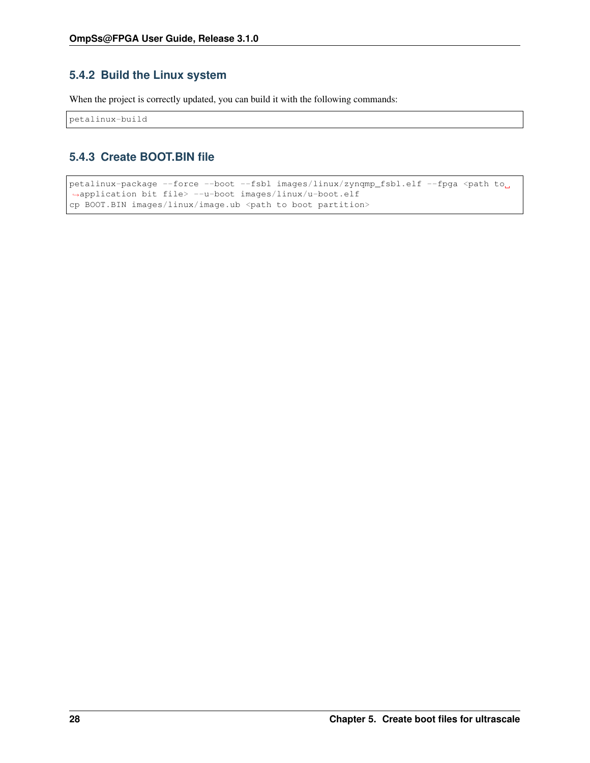### 5.4.2 Build the Linux system

When the project is correctly updated, you can build it with the following commands:

```
petalinux-build
```

### 5.4.3 Create BOOT.BIN file

```
petalinux-package --force --boot --fsbl images/linux/zynqmp_fsbl.elf --fpga <path to application bit file> --u-boot images/linux/u-boot.elf
cp BOOT.BIN images/linux/image.ub <path to boot partition>
```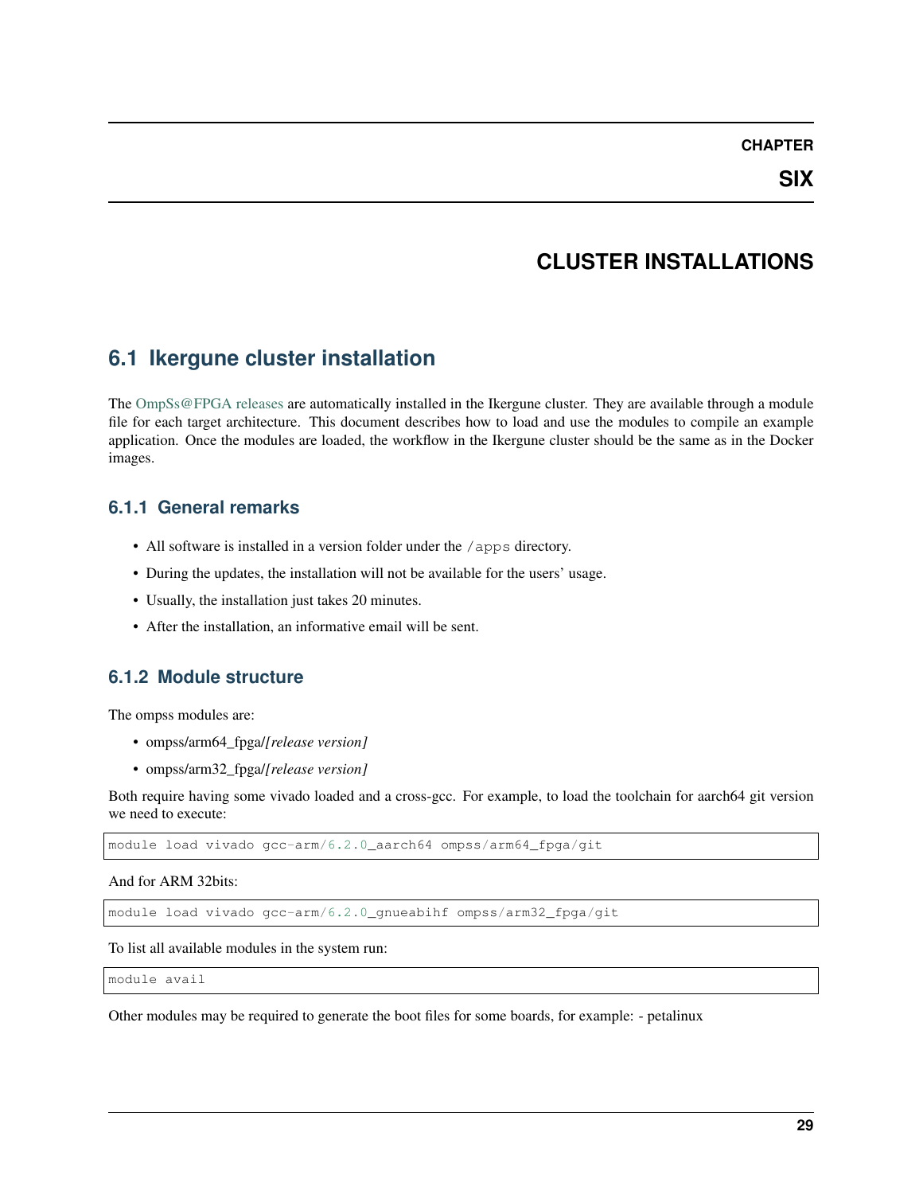# CHAPTER SIX

# CLUSTER INSTALLATIONS

## 6.1 Ikergune cluster installation

The OmpSs@FPGA releases are automatically installed in the Ikergune cluster. They are available through a module file for each target architecture. This document describes how to load and use the modules to compile an example application. Once the modules are loaded, the workflow in the Ikergune cluster should be the same as in the Docker images.

### 6.1.1 General remarks

- All software is installed in a version folder under the `/apps` directory.
- During the updates, the installation will not be available for the users' usage.
- Usually, the installation just takes 20 minutes.
- After the installation, an informative email will be sent.

### 6.1.2 Module structure

The ompss modules are:

- ompss/arm64_fpga/*[release version]*
- ompss/arm32_fpga/*[release version]*

Both require having some vivado loaded and a cross-gcc. For example, to load the toolchain for aarch64 git version we need to execute:

```
module load vivado gcc-arm/6.2.0_aarch64 ompss/arm64_fpga/git
```

And for ARM 32bits:

```
module load vivado gcc-arm/6.2.0_gnueabihf ompss/arm32_fpga/git
```

To list all available modules in the system run:

```
module avail
```

Other modules may be required to generate the boot files for some boards, for example: - petalinux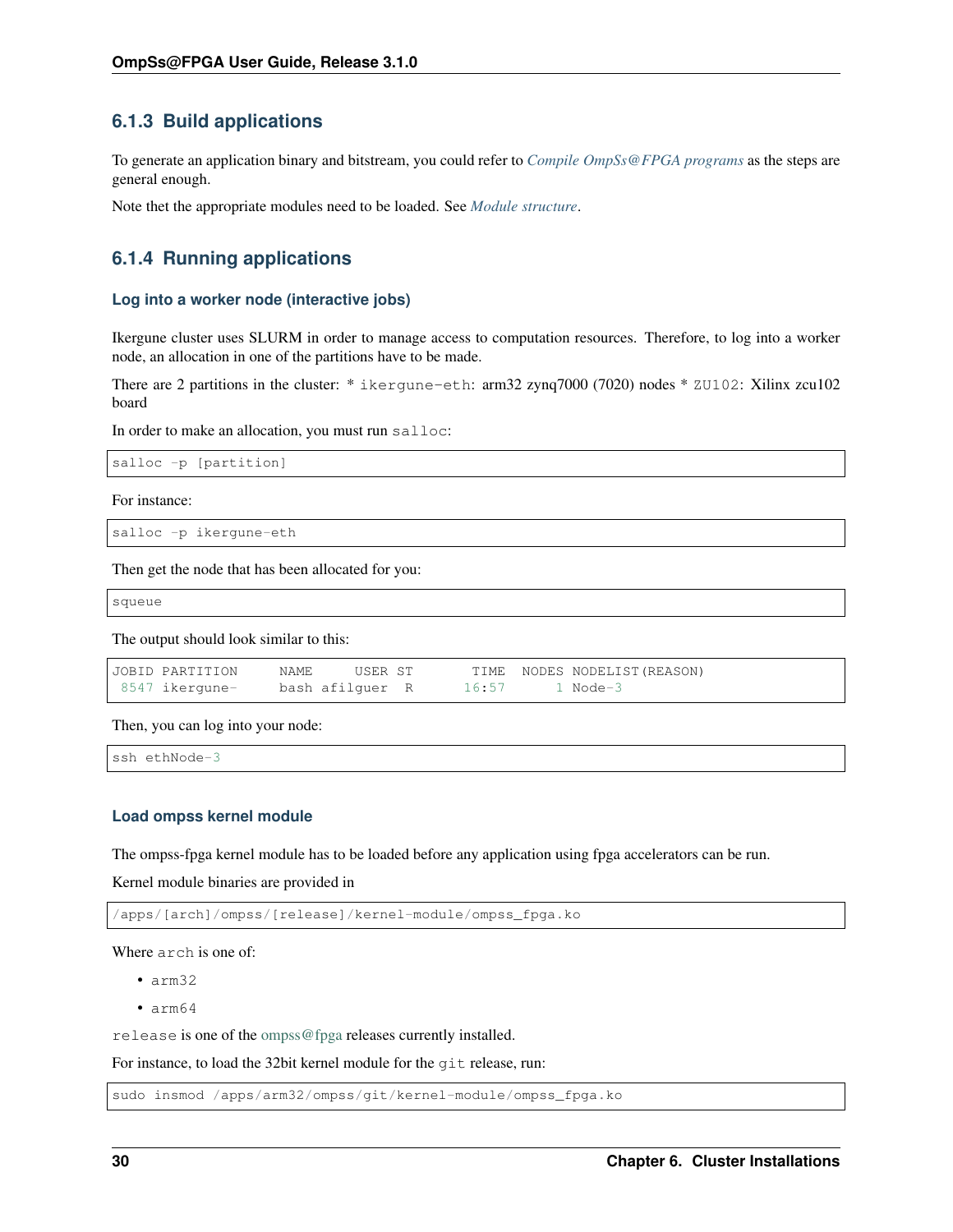### 6.1.3 Build applications

To generate an application binary and bitstream, you could refer to *Compile OmpSs@FPGA programs* as the steps are general enough.

Note thet the appropriate modules need to be loaded. See *Module structure*.

### 6.1.4 Running applications

#### Log into a worker node (interactive jobs)

Ikergune cluster uses SLURM in order to manage access to computation resources. Therefore, to log into a worker node, an allocation in one of the partitions have to be made.

There are 2 partitions in the cluster: * `ikergune-eth`: arm32 zynq7000 (7020) nodes * `ZU102`: Xilinx zcu102 board

In order to make an allocation, you must run `salloc`:

```
salloc -p [partition]
```

For instance:

```
salloc -p ikergune-eth
```

Then get the node that has been allocated for you:

```
squeue
```

The output should look similar to this:

```
JOBID PARTITION     NAME     USER ST       TIME  NODES NODELIST(REASON)
 8547 ikergune-     bash afilguer  R      16:57      1 Node-3
```

Then, you can log into your node:

```
ssh ethNode-3
```

#### Load ompss kernel module

The ompss-fpga kernel module has to be loaded before any application using fpga accelerators can be run.

Kernel module binaries are provided in

```
/apps/[arch]/ompss/[release]/kernel-module/ompss_fpga.ko
```

Where `arch` is one of:

- `arm32`
- `arm64`

`release` is one of the ompss@fpga releases currently installed.

For instance, to load the 32bit kernel module for the `git` release, run:

```
sudo insmod /apps/arm32/ompss/git/kernel-module/ompss_fpga.ko
```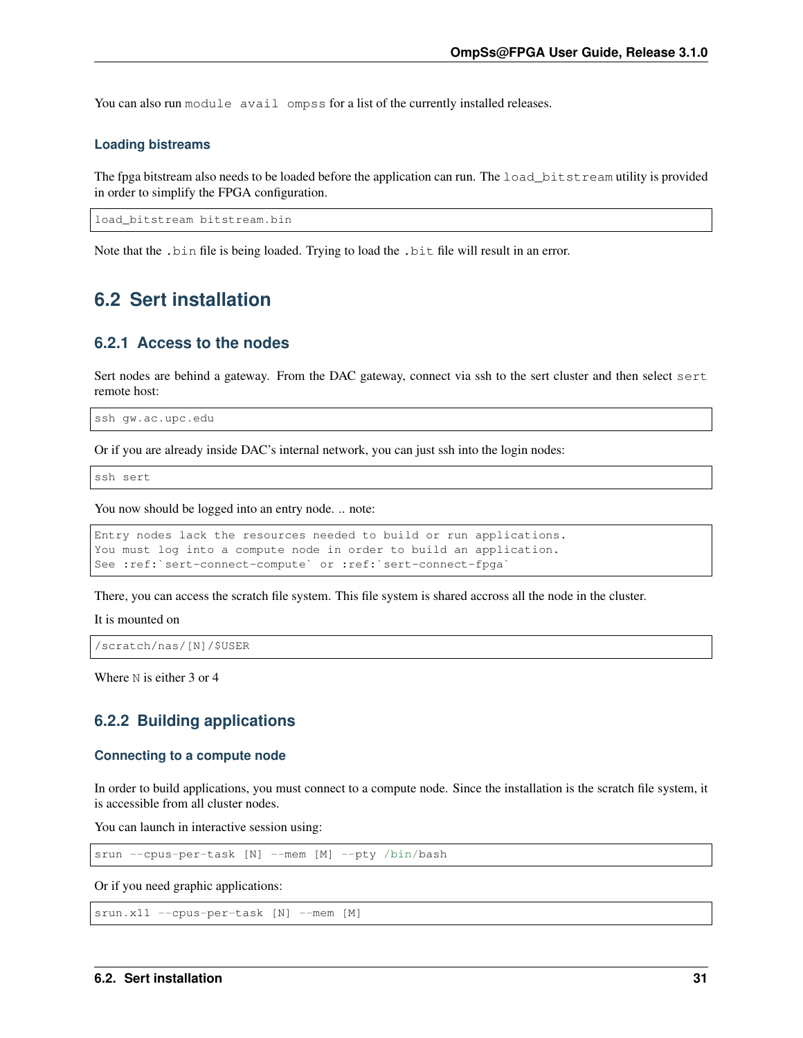You can also run `module avail ompss` for a list of the currently installed releases.

#### Loading bistreams

The fpga bitstream also needs to be loaded before the application can run. The `load_bitstream` utility is provided in order to simplify the FPGA configuration.

```
load_bitstream bitstream.bin
```

Note that the `.bin` file is being loaded. Trying to load the `.bit` file will result in an error.

## 6.2 Sert installation

### 6.2.1 Access to the nodes

Sert nodes are behind a gateway. From the DAC gateway, connect via ssh to the sert cluster and then select `sert` remote host:

```
ssh gw.ac.upc.edu
```

Or if you are already inside DAC's internal network, you can just ssh into the login nodes:

```
ssh sert
```

You now should be logged into an entry node. .. note:

```
Entry nodes lack the resources needed to build or run applications.
You must log into a compute node in order to build an application.
See :ref:`sert-connect-compute` or :ref:`sert-connect-fpga`
```

There, you can access the scratch file system. This file system is shared accross all the node in the cluster.

It is mounted on

```
/scratch/nas/[N]/$USER
```

Where `N` is either 3 or 4

### 6.2.2 Building applications

#### Connecting to a compute node

In order to build applications, you must connect to a compute node. Since the installation is the scratch file system, it is accessible from all cluster nodes.

You can launch in interactive session using:

```
srun --cpus-per-task [N] --mem [M] --pty /bin/bash
```

Or if you need graphic applications:

```
srun.x11 --cpus-per-task [N] --mem [M]
```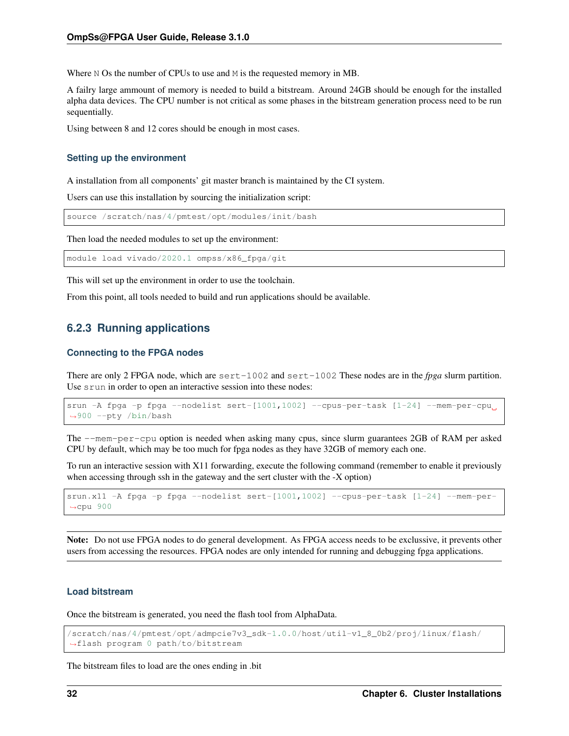Where N Os the number of CPUs to use and M is the requested memory in MB.

A failry large ammount of memory is needed to build a bitstream. Around 24GB should be enough for the installed alpha data devices. The CPU number is not critical as some phases in the bitstream generation process need to be run sequentially.

Using between 8 and 12 cores should be enough in most cases.

#### Setting up the environment

A installation from all components' git master branch is maintained by the CI system.

Users can use this installation by sourcing the initialization script:

```
source /scratch/nas/4/pmtest/opt/modules/init/bash
```

Then load the needed modules to set up the environment:

```
module load vivado/2020.1 ompss/x86_fpga/git
```

This will set up the environment in order to use the toolchain.

From this point, all tools needed to build and run applications should be available.

### 6.2.3 Running applications

#### Connecting to the FPGA nodes

There are only 2 FPGA node, which are `sert-1002` and `sert-1002` These nodes are in the *fpga* slurm partition. Use `srun` in order to open an interactive session into these nodes:

```
srun -A fpga -p fpga --nodelist sert-[1001,1002] --cpus-per-task [1-24] --mem-per-cpu 900 --pty /bin/bash
```

The `--mem-per-cpu` option is needed when asking many cpus, since slurm guarantees 2GB of RAM per asked CPU by default, which may be too much for fpga nodes as they have 32GB of memory each one.

To run an interactive session with X11 forwarding, execute the following command (remember to enable it previously when accessing through ssh in the gateway and the sert cluster with the -X option)

```
srun.x11 -A fpga -p fpga --nodelist sert-[1001,1002] --cpus-per-task [1-24] --mem-per-cpu 900
```

**Note:** Do not use FPGA nodes to do general development. As FPGA access needs to be exclusive, it prevents other users from accessing the resources. FPGA nodes are only intended for running and debugging fpga applications.

#### Load bitstream

Once the bitstream is generated, you need the flash tool from AlphaData.

```
/scratch/nas/4/pmtest/opt/admpcie7v3_sdk-1.0.0/host/util-v1_8_0b2/proj/linux/flash/flash program 0 path/to/bitstream
```

The bitstream files to load are the ones ending in .bit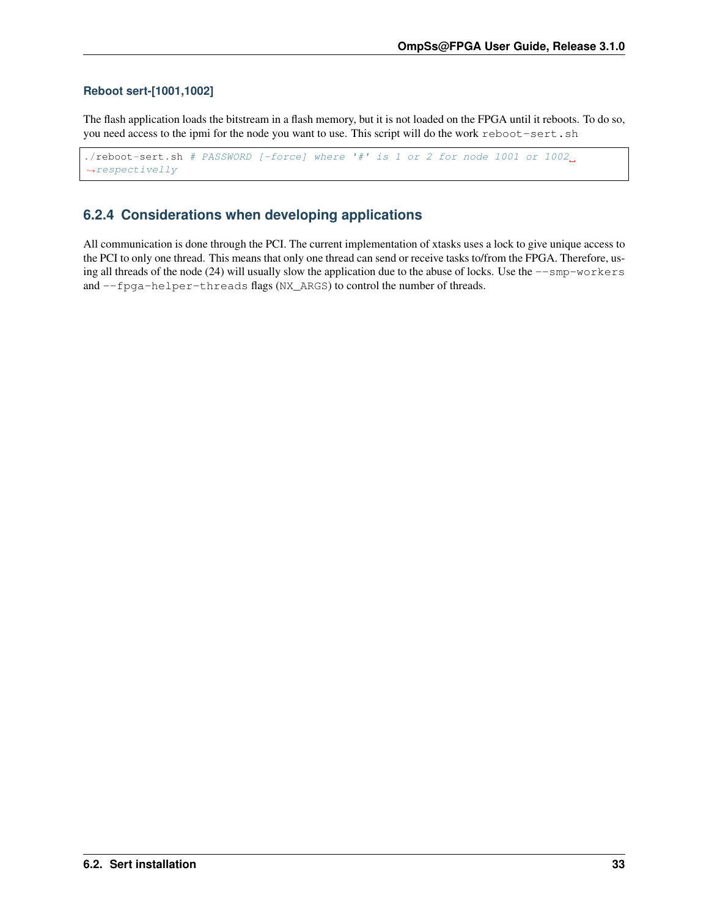#### Reboot sert-[1001,1002]

The flash application loads the bitstream in a flash memory, but it is not loaded on the FPGA until it reboots. To do so, you need access to the ipmi for the node you want to use. This script will do the work `reboot-sert.sh`

```
./reboot-sert.sh # PASSWORD [-force] where '#' is 1 or 2 for node 1001 or 1002 respectivelly
```

### 6.2.4 Considerations when developing applications

All communication is done through the PCI. The current implementation of xtasks uses a lock to give unique access to the PCI to only one thread. This means that only one thread can send or receive tasks to/from the FPGA. Therefore, using all threads of the node (24) will usually slow the application due to the abuse of locks. Use the `--smp-workers` and `--fpga-helper-threads` flags (`NX_ARGS`) to control the number of threads.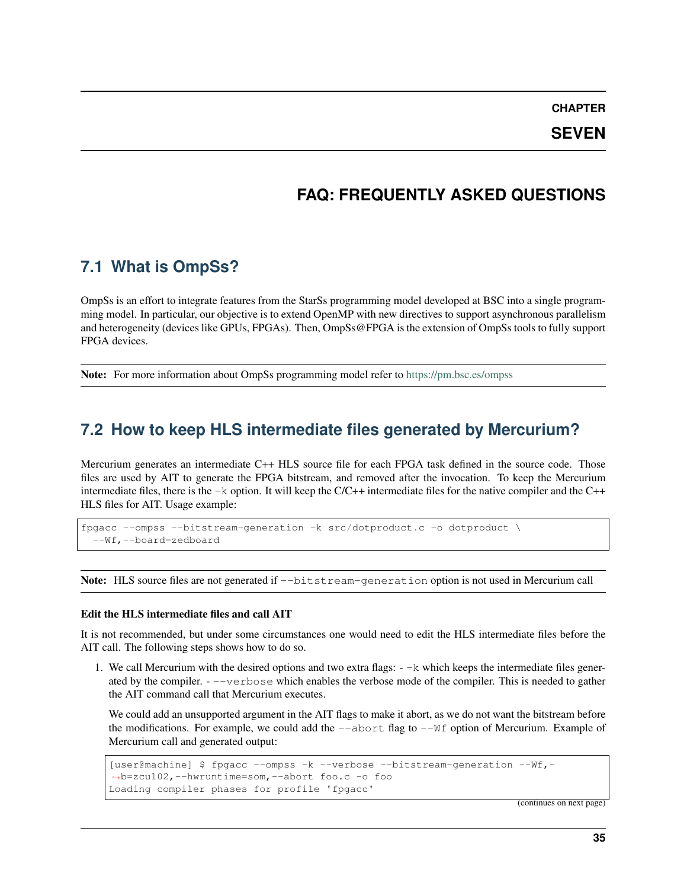# CHAPTER SEVEN

# FAQ: FREQUENTLY ASKED QUESTIONS

## 7.1 What is OmpSs?

OmpSs is an effort to integrate features from the StarSs programming model developed at BSC into a single programming model. In particular, our objective is to extend OpenMP with new directives to support asynchronous parallelism and heterogeneity (devices like GPUs, FPGAs). Then, OmpSs@FPGA is the extension of OmpSs tools to fully support FPGA devices.

**Note:** For more information about OmpSs programming model refer to https://pm.bsc.es/ompss

## 7.2 How to keep HLS intermediate files generated by Mercurium?

Mercurium generates an intermediate C++ HLS source file for each FPGA task defined in the source code. Those files are used by AIT to generate the FPGA bitstream, and removed after the invocation. To keep the Mercurium intermediate files, there is the `-k` option. It will keep the C/C++ intermediate files for the native compiler and the C++ HLS files for AIT. Usage example:

```
fpgacc --ompss --bitstream-generation -k src/dotproduct.c -o dotproduct \
  --Wf,--board=zedboard
```

**Note:** HLS source files are not generated if `--bitstream-generation` option is not used in Mercurium call

**Edit the HLS intermediate files and call AIT**

It is not recommended, but under some circumstances one would need to edit the HLS intermediate files before the AIT call. The following steps shows how to do so.

1. We call Mercurium with the desired options and two extra flags: - `-k` which keeps the intermediate files generated by the compiler. - `--verbose` which enables the verbose mode of the compiler. This is needed to gather the AIT command call that Mercurium executes.

   We could add an unsupported argument in the AIT flags to make it abort, as we do not want the bitstream before the modifications. For example, we could add the `--abort` flag to `--Wf` option of Mercurium. Example of Mercurium call and generated output:

```
[user@machine] $ fpgacc --ompss -k --verbose --bitstream-generation --Wf,-
↪b=zcu102,--hwruntime=som,--abort foo.c -o foo
Loading compiler phases for profile 'fpgacc'
```

(continues on next page)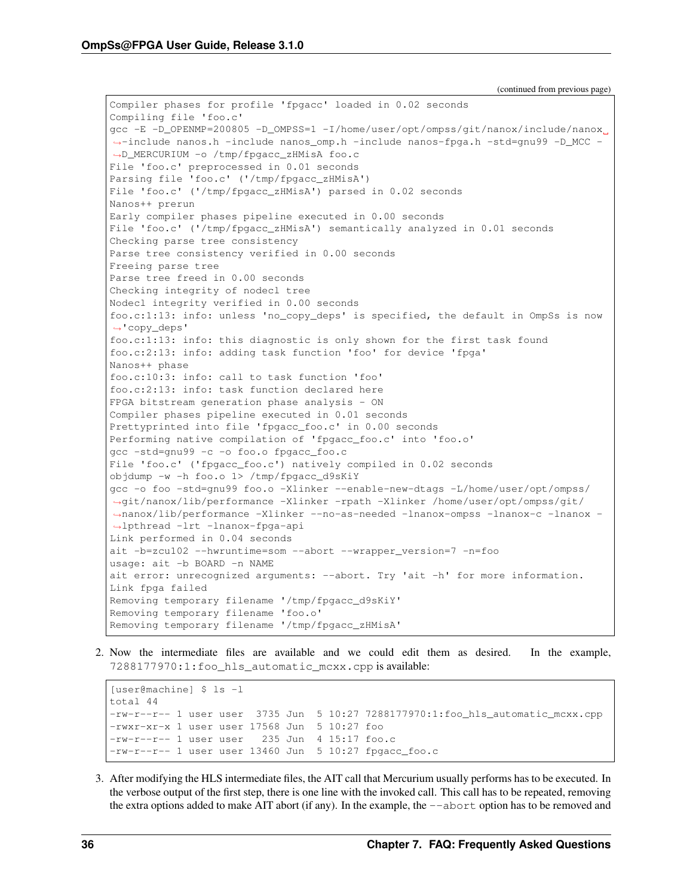(continued from previous page)

```
Compiler phases for profile 'fpgacc' loaded in 0.02 seconds
Compiling file 'foo.c'
gcc -E -D_OPENMP=200805 -D_OMPSS=1 -I/home/user/opt/ompss/git/nanox/include/nanox␣
↪-include nanos.h -include nanos_omp.h -include nanos-fpga.h -std=gnu99 -D_MCC -
↪D_MERCURIUM -o /tmp/fpgacc_zHMisA foo.c
File 'foo.c' preprocessed in 0.01 seconds
Parsing file 'foo.c' ('/tmp/fpgacc_zHMisA')
File 'foo.c' ('/tmp/fpgacc_zHMisA') parsed in 0.02 seconds
Nanos++ prerun
Early compiler phases pipeline executed in 0.00 seconds
File 'foo.c' ('/tmp/fpgacc_zHMisA') semantically analyzed in 0.01 seconds
Checking parse tree consistency
Parse tree consistency verified in 0.00 seconds
Freeing parse tree
Parse tree freed in 0.00 seconds
Checking integrity of nodecl tree
Nodecl integrity verified in 0.00 seconds
foo.c:1:13: info: unless 'no_copy_deps' is specified, the default in OmpSs is now
↪'copy_deps'
foo.c:1:13: info: this diagnostic is only shown for the first task found
foo.c:2:13: info: adding task function 'foo' for device 'fpga'
Nanos++ phase
foo.c:10:3: info: call to task function 'foo'
foo.c:2:13: info: task function declared here
FPGA bitstream generation phase analysis - ON
Compiler phases pipeline executed in 0.01 seconds
Prettyprinted into file 'fpgacc_foo.c' in 0.00 seconds
Performing native compilation of 'fpgacc_foo.c' into 'foo.o'
gcc -std=gnu99 -c -o foo.o fpgacc_foo.c
File 'foo.c' ('fpgacc_foo.c') natively compiled in 0.02 seconds
objdump -w -h foo.o 1> /tmp/fpgacc_d9sKiY
gcc -o foo -std=gnu99 foo.o -Xlinker --enable-new-dtags -L/home/user/opt/ompss/
↪git/nanox/lib/performance -Xlinker -rpath -Xlinker /home/user/opt/ompss/git/
↪nanox/lib/performance -Xlinker --no-as-needed -lnanox-ompss -lnanox-c -lnanox -
↪lpthread -lrt -lnanox-fpga-api
Link performed in 0.04 seconds
ait -b=zcu102 --hwruntime=som --abort --wrapper_version=7 -n=foo
usage: ait -b BOARD -n NAME
ait error: unrecognized arguments: --abort. Try 'ait -h' for more information.
Link fpga failed
Removing temporary filename '/tmp/fpgacc_d9sKiY'
Removing temporary filename 'foo.o'
Removing temporary filename '/tmp/fpgacc_zHMisA'
```

2. Now the intermediate files are available and we could edit them as desired. In the example, `7288177970:1:foo_hls_automatic_mcxx.cpp` is available:

```
[user@machine] $ ls -l
total 44
-rw-r--r-- 1 user user  3735 Jun  5 10:27 7288177970:1:foo_hls_automatic_mcxx.cpp
-rwxr-xr-x 1 user user 17568 Jun  5 10:27 foo
-rw-r--r-- 1 user user   235 Jun  4 15:17 foo.c
-rw-r--r-- 1 user user 13460 Jun  5 10:27 fpgacc_foo.c
```

3. After modifying the HLS intermediate files, the AIT call that Mercurium usually performs has to be executed. In the verbose output of the first step, there is one line with the invoked call. This call has to be repeated, removing the extra options added to make AIT abort (if any). In the example, the `--abort` option has to be removed and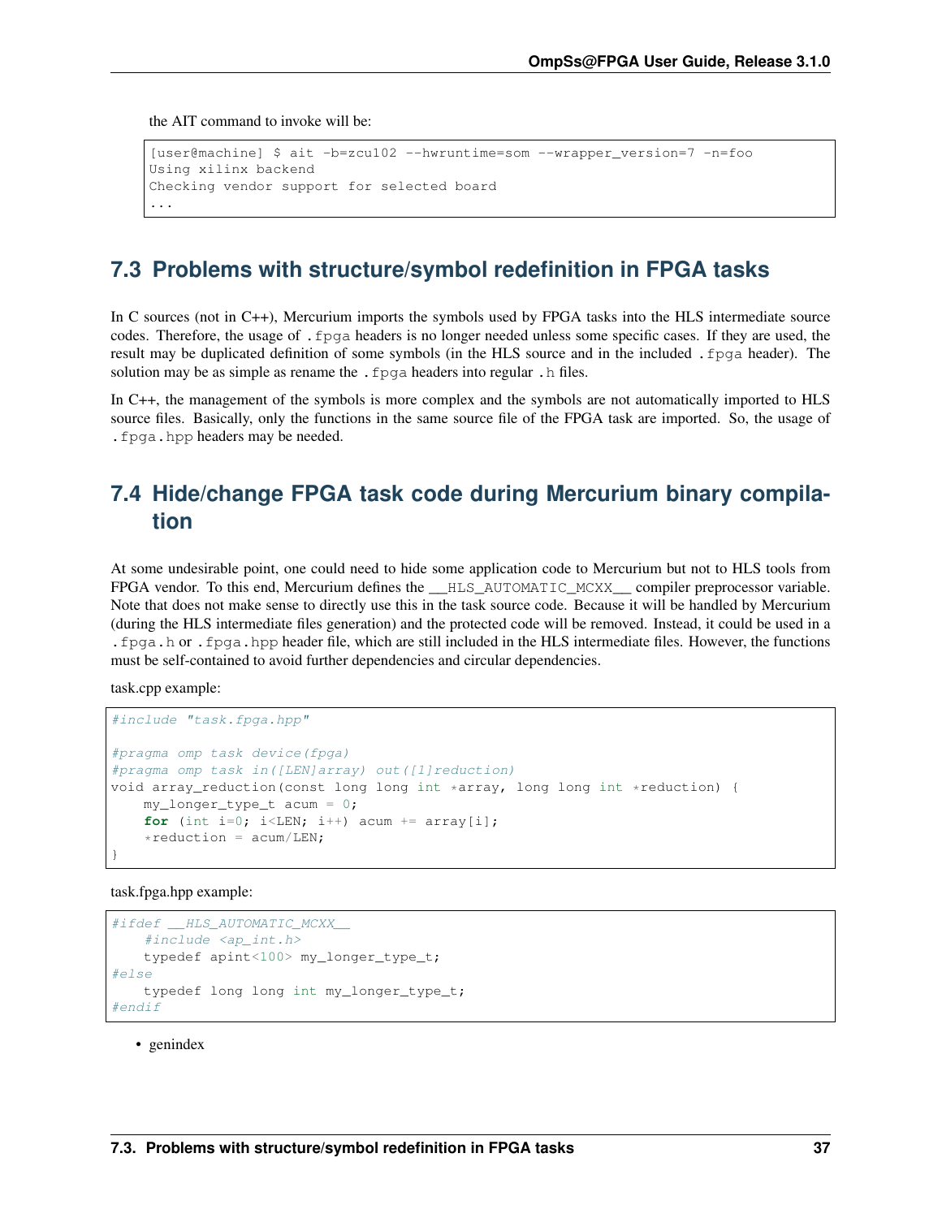the AIT command to invoke will be:

```
[user@machine] $ ait -b=zcu102 --hwruntime=som --wrapper_version=7 -n=foo
Using xilinx backend
Checking vendor support for selected board
...
```

## 7.3 Problems with structure/symbol redefinition in FPGA tasks

In C sources (not in C++), Mercurium imports the symbols used by FPGA tasks into the HLS intermediate source codes. Therefore, the usage of `.fpga` headers is no longer needed unless some specific cases. If they are used, the result may be duplicated definition of some symbols (in the HLS source and in the included `.fpga` header). The solution may be as simple as rename the `.fpga` headers into regular `.h` files.

In C++, the management of the symbols is more complex and the symbols are not automatically imported to HLS source files. Basically, only the functions in the same source file of the FPGA task are imported. So, the usage of `.fpga.hpp` headers may be needed.

## 7.4 Hide/change FPGA task code during Mercurium binary compilation

At some undesirable point, one could need to hide some application code to Mercurium but not to HLS tools from FPGA vendor. To this end, Mercurium defines the `__HLS_AUTOMATIC_MCXX__` compiler preprocessor variable. Note that does not make sense to directly use this in the task source code. Because it will be handled by Mercurium (during the HLS intermediate files generation) and the protected code will be removed. Instead, it could be used in a `.fpga.h` or `.fpga.hpp` header file, which are still included in the HLS intermediate files. However, the functions must be self-contained to avoid further dependencies and circular dependencies.

task.cpp example:

```
#include "task.fpga.hpp"

#pragma omp task device(fpga)
#pragma omp task in([LEN]array) out([1]reduction)
void array_reduction(const long long int *array, long long int *reduction) {
    my_longer_type_t acum = 0;
    for (int i=0; i<LEN; i++) acum += array[i];
    *reduction = acum/LEN;
}
```

task.fpga.hpp example:

```
#ifdef __HLS_AUTOMATIC_MCXX__
    #include <ap_int.h>
    typedef apint<100> my_longer_type_t;
#else
    typedef long long int my_longer_type_t;
#endif
```

- genindex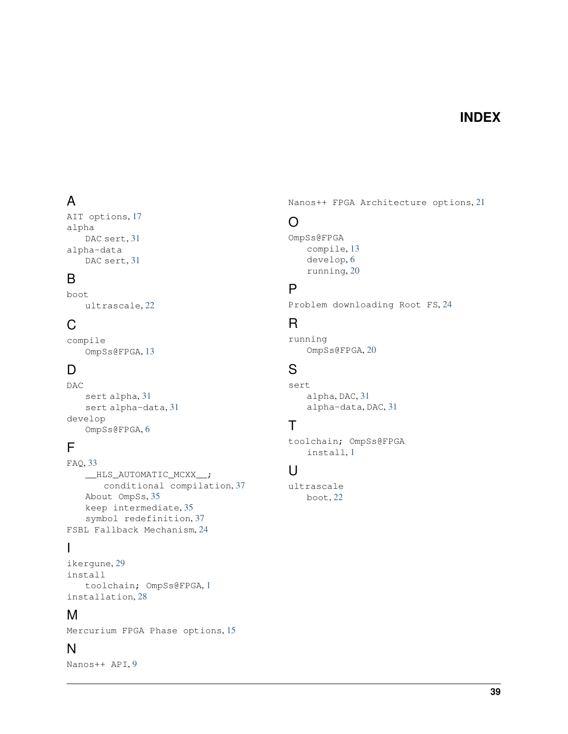# INDEX

## A

AIT options, 17
alpha
  DAC sert, 31
alpha-data
  DAC sert, 31

## B

boot
  ultrascale, 22

## C

compile
  OmpSs@FPGA, 13

## D

DAC
  sert alpha, 31
  sert alpha-data, 31
develop
  OmpSs@FPGA, 6

## F

FAQ, 33
  __HLS_AUTOMATIC_MCXX__;
    conditional compilation, 37
  About OmpSs, 35
  keep intermediate, 35
  symbol redefinition, 37
FSBL Fallback Mechanism, 24

## I

ikergune, 29
install
  toolchain; OmpSs@FPGA, 1
installation, 28

## M

Mercurium FPGA Phase options, 15

## N

Nanos++ API, 9
Nanos++ FPGA Architecture options, 21

## O

OmpSs@FPGA
  compile, 13
  develop, 6
  running, 20

## P

Problem downloading Root FS, 24

## R

running
  OmpSs@FPGA, 20

## S

sert
  alpha, DAC, 31
  alpha-data, DAC, 31

## T

toolchain; OmpSs@FPGA
  install, 1

## U

ultrascale
  boot, 22